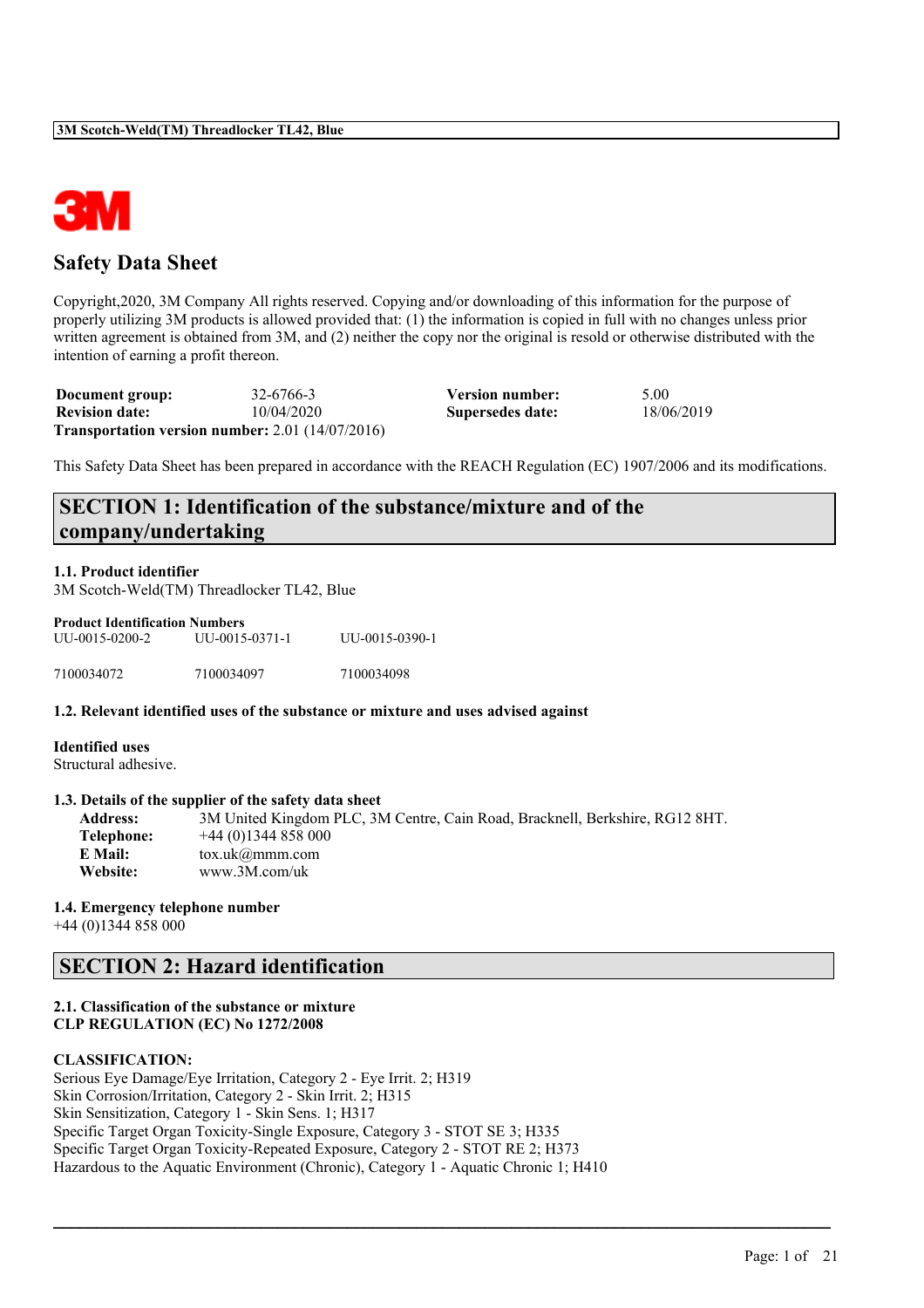# Safety Data Sheet

Copyright,2020, 3M Company All rights reserved. Copying and/or downloading of this information for the purpose of properly utilizing 3M products is allowed provided that: (1) the information is copied in full with no changes unless prior written agreement is obtained from 3M, and (2) neither the copy nor the original is resold or otherwise distributed with the intention of earning a profit thereon.

| | | | |
|---|---|---|---|
| **Document group:** | 32-6766-3 | **Version number:** | 5.00 |
| **Revision date:** | 10/04/2020 | **Supersedes date:** | 18/06/2019 |

**Transportation version number:** 2.01 (14/07/2016)

This Safety Data Sheet has been prepared in accordance with the REACH Regulation (EC) 1907/2006 and its modifications.

## SECTION 1: Identification of the substance/mixture and of the company/undertaking

### 1.1. Product identifier

3M Scotch-Weld(TM) Threadlocker TL42, Blue

**Product Identification Numbers**

| | | |
|---|---|---|
| UU-0015-0200-2 | UU-0015-0371-1 | UU-0015-0390-1 |
| 7100034072 | 7100034097 | 7100034098 |

### 1.2. Relevant identified uses of the substance or mixture and uses advised against

**Identified uses**

Structural adhesive.

### 1.3. Details of the supplier of the safety data sheet

**Address:** 3M United Kingdom PLC, 3M Centre, Cain Road, Bracknell, Berkshire, RG12 8HT.
**Telephone:** +44 (0)1344 858 000
**E Mail:** tox.uk@mmm.com
**Website:** www.3M.com/uk

### 1.4. Emergency telephone number

+44 (0)1344 858 000

## SECTION 2: Hazard identification

### 2.1. Classification of the substance or mixture
**CLP REGULATION (EC) No 1272/2008**

**CLASSIFICATION:**

Serious Eye Damage/Eye Irritation, Category 2 - Eye Irrit. 2; H319
Skin Corrosion/Irritation, Category 2 - Skin Irrit. 2; H315
Skin Sensitization, Category 1 - Skin Sens. 1; H317
Specific Target Organ Toxicity-Single Exposure, Category 3 - STOT SE 3; H335
Specific Target Organ Toxicity-Repeated Exposure, Category 2 - STOT RE 2; H373
Hazardous to the Aquatic Environment (Chronic), Category 1 - Aquatic Chronic 1; H410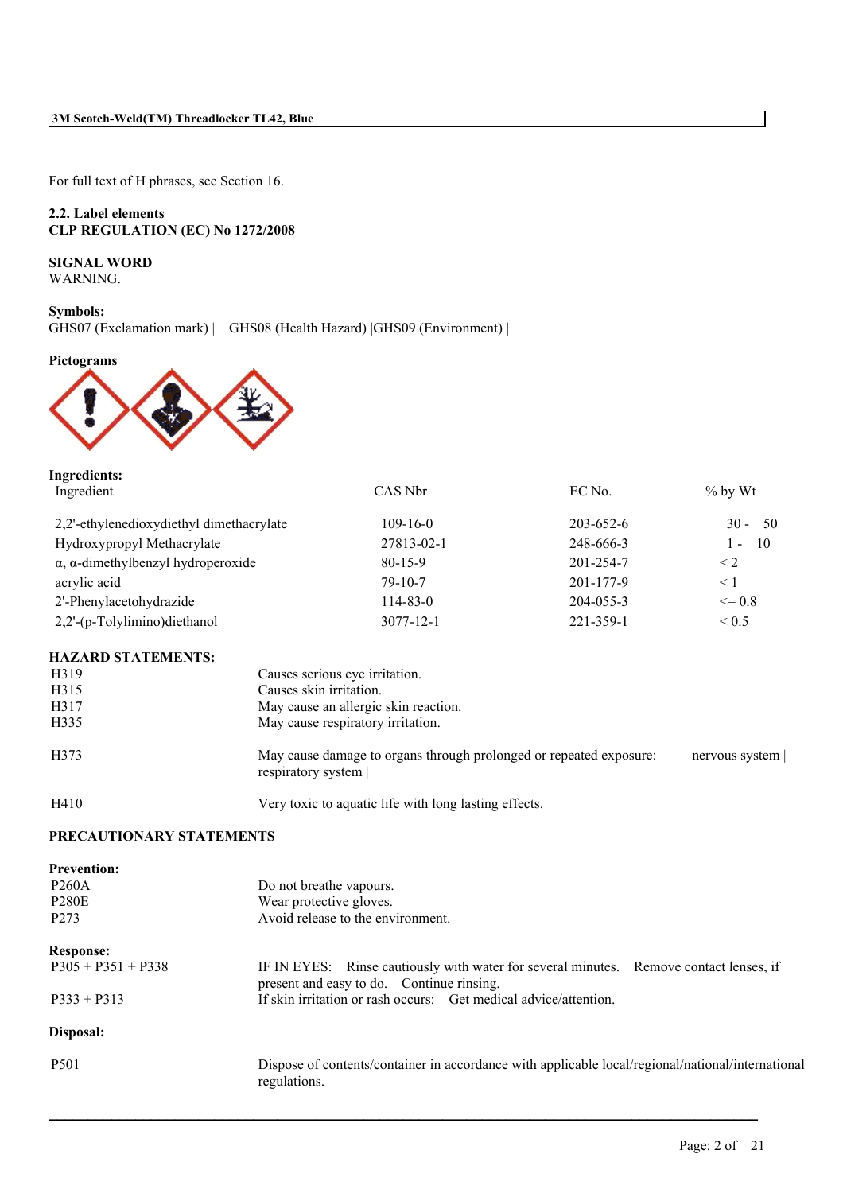For full text of H phrases, see Section 16.

### 2.2. Label elements
### CLP REGULATION (EC) No 1272/2008

**SIGNAL WORD**
WARNING.

**Symbols:**
GHS07 (Exclamation mark) | GHS08 (Health Hazard) |GHS09 (Environment) |

**Pictograms**

**Ingredients:**

| Ingredient | CAS Nbr | EC No. | % by Wt |
|---|---|---|---|
| 2,2'-ethylenedioxydiethyl dimethacrylate | 109-16-0 | 203-652-6 | 30 - 50 |
| Hydroxypropyl Methacrylate | 27813-02-1 | 248-666-3 | 1 - 10 |
| α, α-dimethylbenzyl hydroperoxide | 80-15-9 | 201-254-7 | < 2 |
| acrylic acid | 79-10-7 | 201-177-9 | < 1 |
| 2'-Phenylacetohydrazide | 114-83-0 | 204-055-3 | <= 0.8 |
| 2,2'-(p-Tolylimino)diethanol | 3077-12-1 | 221-359-1 | < 0.5 |

**HAZARD STATEMENTS:**

| | |
|---|---|
| H319 | Causes serious eye irritation. |
| H315 | Causes skin irritation. |
| H317 | May cause an allergic skin reaction. |
| H335 | May cause respiratory irritation. |
| H373 | May cause damage to organs through prolonged or repeated exposure: nervous system \| respiratory system \| |
| H410 | Very toxic to aquatic life with long lasting effects. |

**PRECAUTIONARY STATEMENTS**

**Prevention:**

| | |
|---|---|
| P260A | Do not breathe vapours. |
| P280E | Wear protective gloves. |
| P273 | Avoid release to the environment. |

**Response:**

| | |
|---|---|
| P305 + P351 + P338 | IF IN EYES: Rinse cautiously with water for several minutes. Remove contact lenses, if present and easy to do. Continue rinsing. |
| P333 + P313 | If skin irritation or rash occurs: Get medical advice/attention. |

**Disposal:**

| | |
|---|---|
| P501 | Dispose of contents/container in accordance with applicable local/regional/national/international regulations. |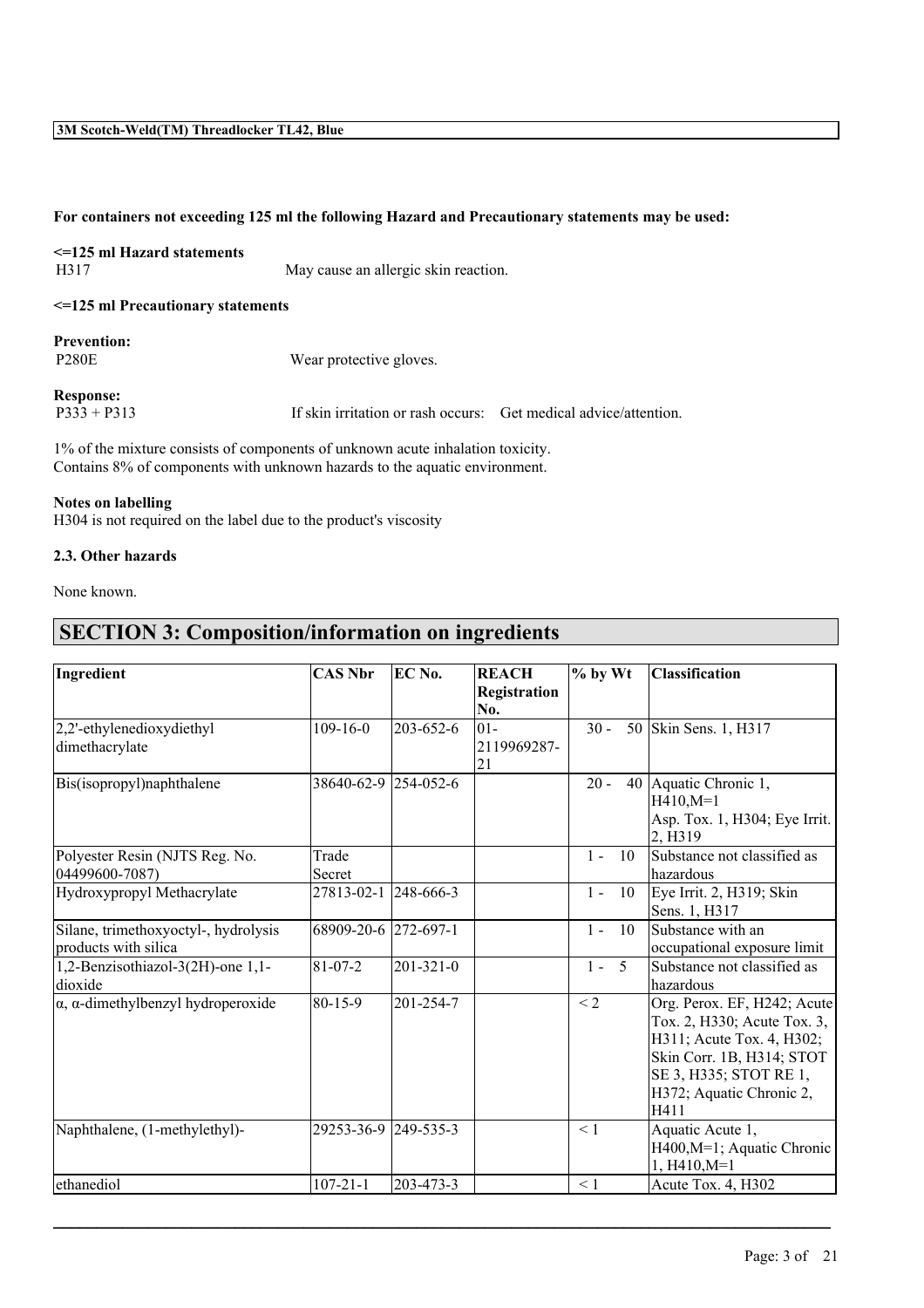**For containers not exceeding 125 ml the following Hazard and Precautionary statements may be used:**

**<=125 ml Hazard statements**

H317 May cause an allergic skin reaction.

**<=125 ml Precautionary statements**

**Prevention:**

P280E Wear protective gloves.

**Response:**

P333 + P313 If skin irritation or rash occurs: Get medical advice/attention.

1% of the mixture consists of components of unknown acute inhalation toxicity.
Contains 8% of components with unknown hazards to the aquatic environment.

**Notes on labelling**

H304 is not required on the label due to the product's viscosity

**2.3. Other hazards**

None known.

# SECTION 3: Composition/information on ingredients

| Ingredient | CAS Nbr | EC No. | REACH Registration No. | % by Wt | Classification |
|---|---|---|---|---|---|
| 2,2'-ethylenedioxydiethyl dimethacrylate | 109-16-0 | 203-652-6 | 01-2119969287-21 | 30 - 50 | Skin Sens. 1, H317 |
| Bis(isopropyl)naphthalene | 38640-62-9 | 254-052-6 | | 20 - 40 | Aquatic Chronic 1, H410,M=1<br>Asp. Tox. 1, H304; Eye Irrit. 2, H319 |
| Polyester Resin (NJTS Reg. No. 04499600-7087) | Trade Secret | | | 1 - 10 | Substance not classified as hazardous |
| Hydroxypropyl Methacrylate | 27813-02-1 | 248-666-3 | | 1 - 10 | Eye Irrit. 2, H319; Skin Sens. 1, H317 |
| Silane, trimethoxyoctyl-, hydrolysis products with silica | 68909-20-6 | 272-697-1 | | 1 - 10 | Substance with an occupational exposure limit |
| 1,2-Benzisothiazol-3(2H)-one 1,1-dioxide | 81-07-2 | 201-321-0 | | 1 - 5 | Substance not classified as hazardous |
| α, α-dimethylbenzyl hydroperoxide | 80-15-9 | 201-254-7 | | < 2 | Org. Perox. EF, H242; Acute Tox. 2, H330; Acute Tox. 3, H311; Acute Tox. 4, H302; Skin Corr. 1B, H314; STOT SE 3, H335; STOT RE 1, H372; Aquatic Chronic 2, H411 |
| Naphthalene, (1-methylethyl)- | 29253-36-9 | 249-535-3 | | < 1 | Aquatic Acute 1, H400,M=1; Aquatic Chronic 1, H410,M=1 |
| ethanediol | 107-21-1 | 203-473-3 | | < 1 | Acute Tox. 4, H302 |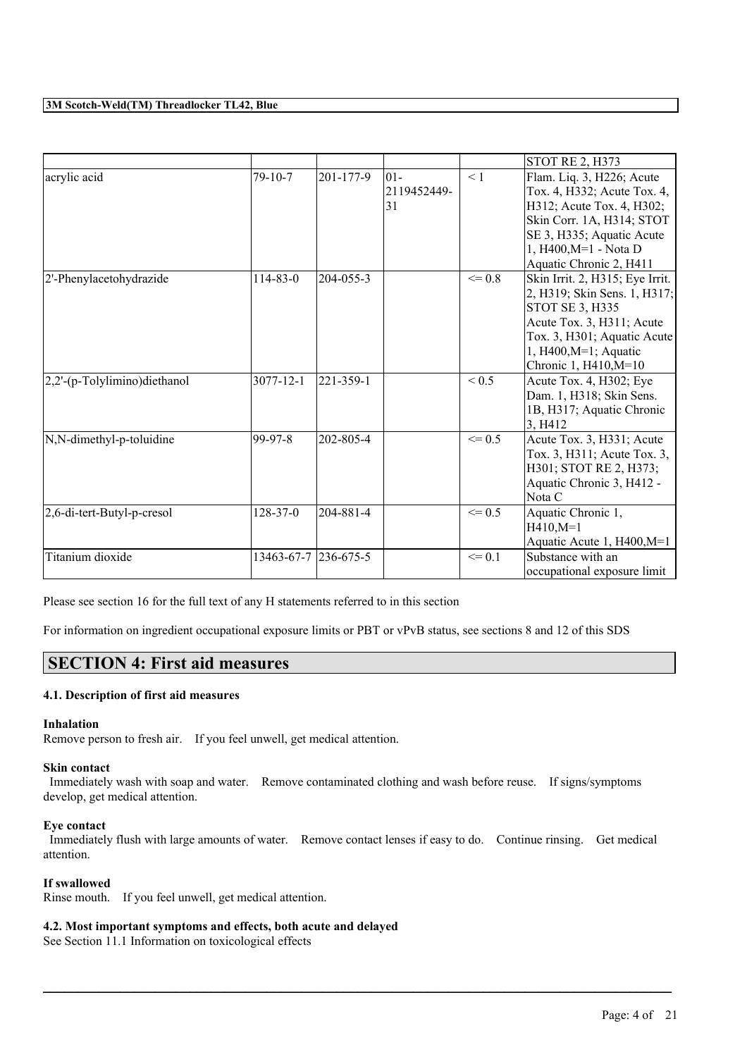| | | | | | |
|---|---|---|---|---|---|
| | | | | | STOT RE 2, H373 |
| acrylic acid | 79-10-7 | 201-177-9 | 01-2119452449-31 | < 1 | Flam. Liq. 3, H226; Acute Tox. 4, H332; Acute Tox. 4, H312; Acute Tox. 4, H302; Skin Corr. 1A, H314; STOT SE 3, H335; Aquatic Acute 1, H400,M=1 - Nota D Aquatic Chronic 2, H411 |
| 2'-Phenylacetohydrazide | 114-83-0 | 204-055-3 | | <= 0.8 | Skin Irrit. 2, H315; Eye Irrit. 2, H319; Skin Sens. 1, H317; STOT SE 3, H335 Acute Tox. 3, H311; Acute Tox. 3, H301; Aquatic Acute 1, H400,M=1; Aquatic Chronic 1, H410,M=10 |
| 2,2'-(p-Tolylimino)diethanol | 3077-12-1 | 221-359-1 | | < 0.5 | Acute Tox. 4, H302; Eye Dam. 1, H318; Skin Sens. 1B, H317; Aquatic Chronic 3, H412 |
| N,N-dimethyl-p-toluidine | 99-97-8 | 202-805-4 | | <= 0.5 | Acute Tox. 3, H331; Acute Tox. 3, H311; Acute Tox. 3, H301; STOT RE 2, H373; Aquatic Chronic 3, H412 - Nota C |
| 2,6-di-tert-Butyl-p-cresol | 128-37-0 | 204-881-4 | | <= 0.5 | Aquatic Chronic 1, H410,M=1 Aquatic Acute 1, H400,M=1 |
| Titanium dioxide | 13463-67-7 | 236-675-5 | | <= 0.1 | Substance with an occupational exposure limit |

Please see section 16 for the full text of any H statements referred to in this section

For information on ingredient occupational exposure limits or PBT or vPvB status, see sections 8 and 12 of this SDS

## SECTION 4: First aid measures

### 4.1. Description of first aid measures

**Inhalation**

Remove person to fresh air. If you feel unwell, get medical attention.

**Skin contact**

Immediately wash with soap and water. Remove contaminated clothing and wash before reuse. If signs/symptoms develop, get medical attention.

**Eye contact**

Immediately flush with large amounts of water. Remove contact lenses if easy to do. Continue rinsing. Get medical attention.

**If swallowed**

Rinse mouth. If you feel unwell, get medical attention.

### 4.2. Most important symptoms and effects, both acute and delayed

See Section 11.1 Information on toxicological effects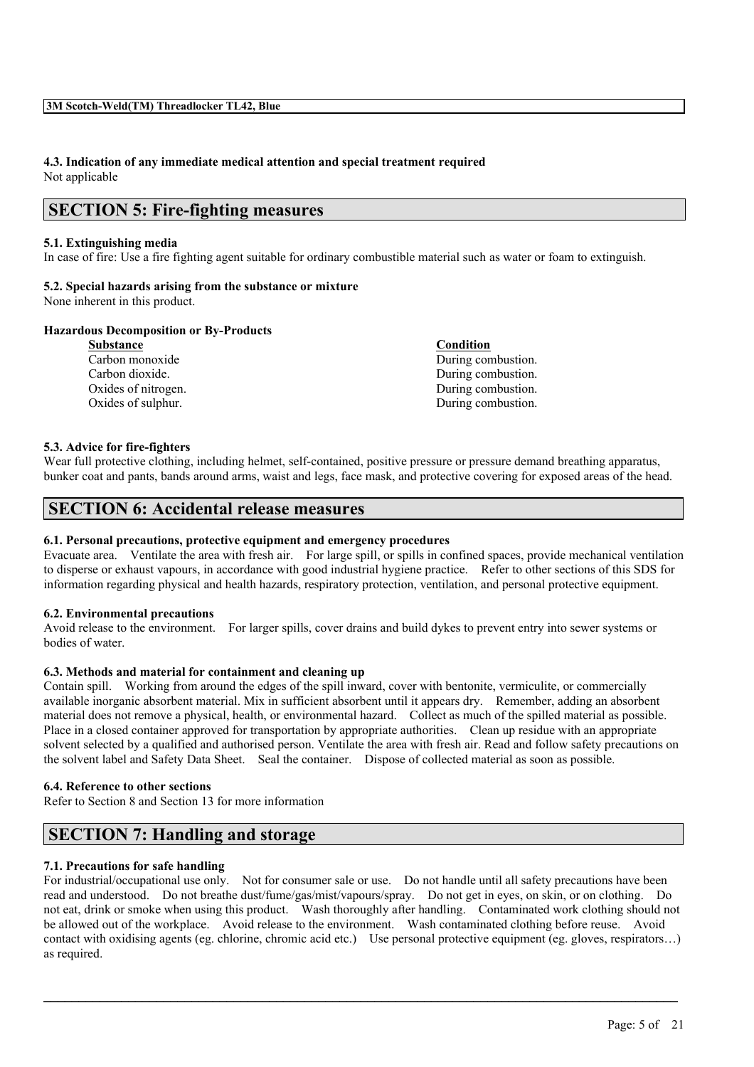#### 4.3. Indication of any immediate medical attention and special treatment required
Not applicable

## SECTION 5: Fire-fighting measures

#### 5.1. Extinguishing media
In case of fire: Use a fire fighting agent suitable for ordinary combustible material such as water or foam to extinguish.

#### 5.2. Special hazards arising from the substance or mixture
None inherent in this product.

**Hazardous Decomposition or By-Products**

| Substance | Condition |
| --- | --- |
| Carbon monoxide | During combustion. |
| Carbon dioxide. | During combustion. |
| Oxides of nitrogen. | During combustion. |
| Oxides of sulphur. | During combustion. |

#### 5.3. Advice for fire-fighters
Wear full protective clothing, including helmet, self-contained, positive pressure or pressure demand breathing apparatus, bunker coat and pants, bands around arms, waist and legs, face mask, and protective covering for exposed areas of the head.

## SECTION 6: Accidental release measures

#### 6.1. Personal precautions, protective equipment and emergency procedures
Evacuate area. Ventilate the area with fresh air. For large spill, or spills in confined spaces, provide mechanical ventilation to disperse or exhaust vapours, in accordance with good industrial hygiene practice. Refer to other sections of this SDS for information regarding physical and health hazards, respiratory protection, ventilation, and personal protective equipment.

#### 6.2. Environmental precautions
Avoid release to the environment. For larger spills, cover drains and build dykes to prevent entry into sewer systems or bodies of water.

#### 6.3. Methods and material for containment and cleaning up
Contain spill. Working from around the edges of the spill inward, cover with bentonite, vermiculite, or commercially available inorganic absorbent material. Mix in sufficient absorbent until it appears dry. Remember, adding an absorbent material does not remove a physical, health, or environmental hazard. Collect as much of the spilled material as possible. Place in a closed container approved for transportation by appropriate authorities. Clean up residue with an appropriate solvent selected by a qualified and authorised person. Ventilate the area with fresh air. Read and follow safety precautions on the solvent label and Safety Data Sheet. Seal the container. Dispose of collected material as soon as possible.

#### 6.4. Reference to other sections
Refer to Section 8 and Section 13 for more information

## SECTION 7: Handling and storage

#### 7.1. Precautions for safe handling
For industrial/occupational use only. Not for consumer sale or use. Do not handle until all safety precautions have been read and understood. Do not breathe dust/fume/gas/mist/vapours/spray. Do not get in eyes, on skin, or on clothing. Do not eat, drink or smoke when using this product. Wash thoroughly after handling. Contaminated work clothing should not be allowed out of the workplace. Avoid release to the environment. Wash contaminated clothing before reuse. Avoid contact with oxidising agents (eg. chlorine, chromic acid etc.) Use personal protective equipment (eg. gloves, respirators…) as required.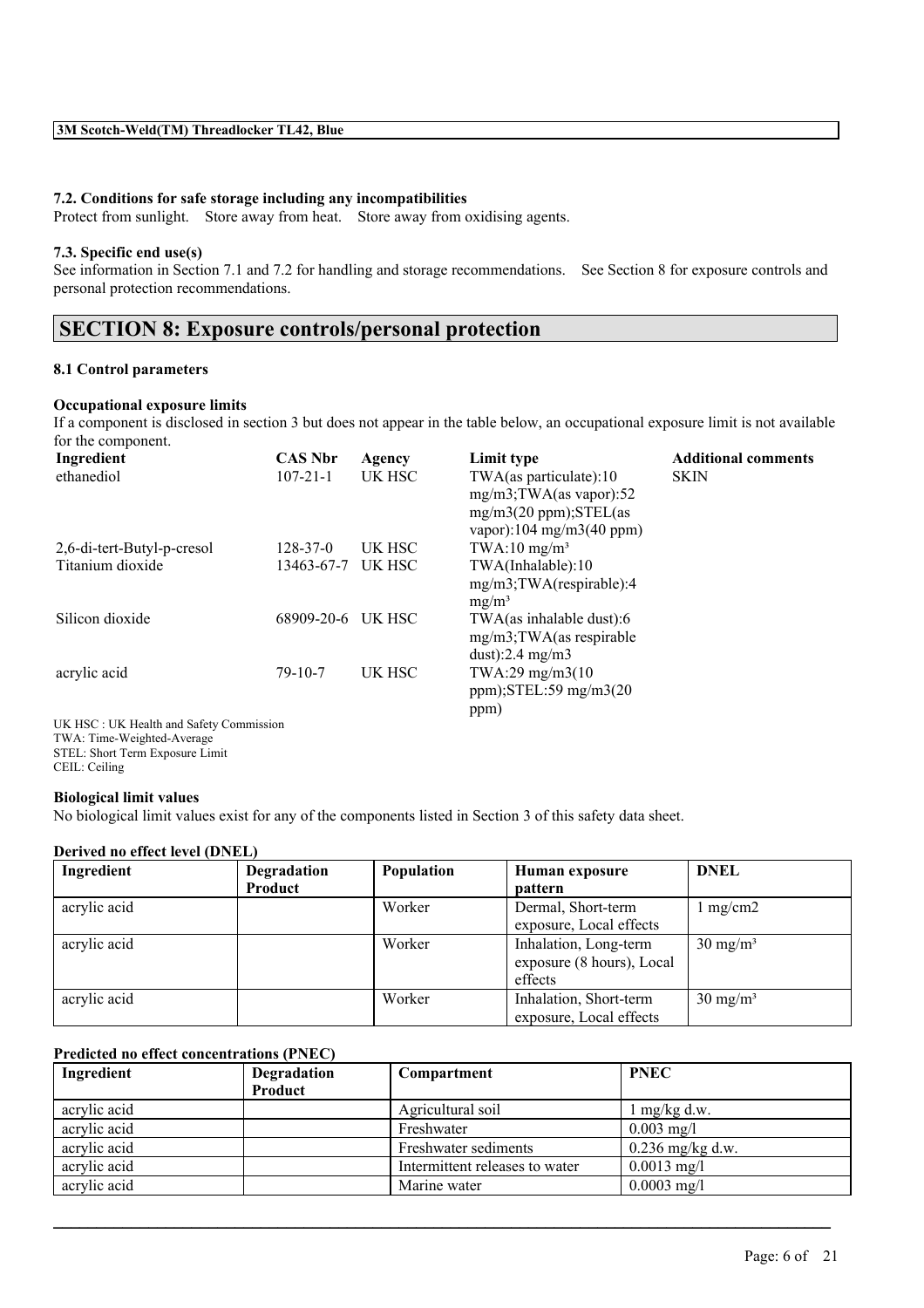#### 7.2. Conditions for safe storage including any incompatibilities

Protect from sunlight. Store away from heat. Store away from oxidising agents.

#### 7.3. Specific end use(s)

See information in Section 7.1 and 7.2 for handling and storage recommendations. See Section 8 for exposure controls and personal protection recommendations.

## SECTION 8: Exposure controls/personal protection

#### 8.1 Control parameters

**Occupational exposure limits**

If a component is disclosed in section 3 but does not appear in the table below, an occupational exposure limit is not available for the component.

| Ingredient | CAS Nbr | Agency | Limit type | Additional comments |
|---|---|---|---|---|
| ethanediol | 107-21-1 | UK HSC | TWA(as particulate):10 mg/m3;TWA(as vapor):52 mg/m3(20 ppm);STEL(as vapor):104 mg/m3(40 ppm) | SKIN |
| 2,6-di-tert-Butyl-p-cresol | 128-37-0 | UK HSC | TWA:10 mg/m³ | |
| Titanium dioxide | 13463-67-7 | UK HSC | TWA(Inhalable):10 mg/m3;TWA(respirable):4 mg/m³ | |
| Silicon dioxide | 68909-20-6 | UK HSC | TWA(as inhalable dust):6 mg/m3;TWA(as respirable dust):2.4 mg/m3 | |
| acrylic acid | 79-10-7 | UK HSC | TWA:29 mg/m3(10 ppm);STEL:59 mg/m3(20 ppm) | |

UK HSC : UK Health and Safety Commission
TWA: Time-Weighted-Average
STEL: Short Term Exposure Limit
CEIL: Ceiling

**Biological limit values**

No biological limit values exist for any of the components listed in Section 3 of this safety data sheet.

**Derived no effect level (DNEL)**

| Ingredient | Degradation Product | Population | Human exposure pattern | DNEL |
|---|---|---|---|---|
| acrylic acid | | Worker | Dermal, Short-term exposure, Local effects | 1 mg/cm2 |
| acrylic acid | | Worker | Inhalation, Long-term exposure (8 hours), Local effects | 30 mg/m³ |
| acrylic acid | | Worker | Inhalation, Short-term exposure, Local effects | 30 mg/m³ |

**Predicted no effect concentrations (PNEC)**

| Ingredient | Degradation Product | Compartment | PNEC |
|---|---|---|---|
| acrylic acid | | Agricultural soil | 1 mg/kg d.w. |
| acrylic acid | | Freshwater | 0.003 mg/l |
| acrylic acid | | Freshwater sediments | 0.236 mg/kg d.w. |
| acrylic acid | | Intermittent releases to water | 0.0013 mg/l |
| acrylic acid | | Marine water | 0.0003 mg/l |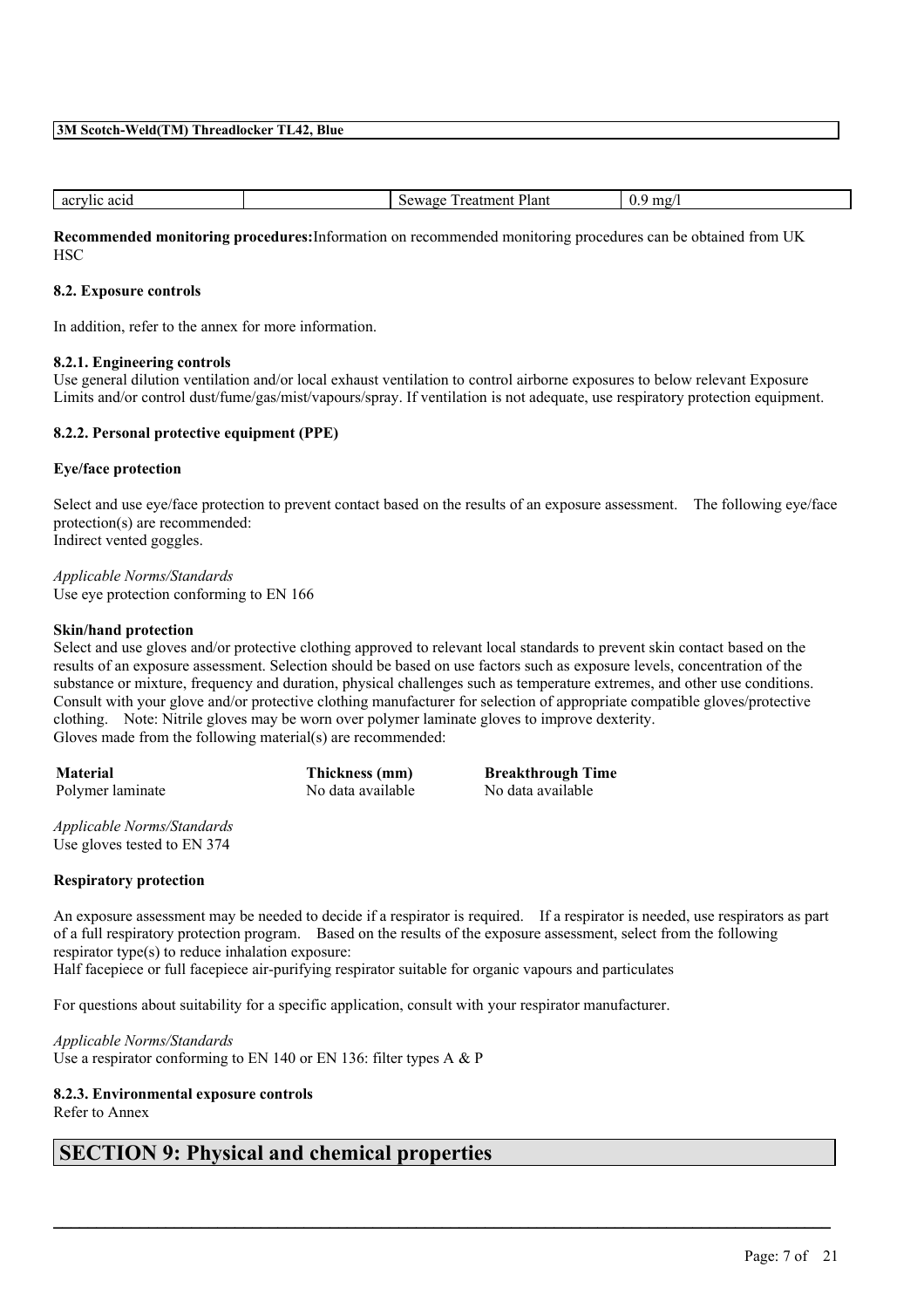| acrylic acid | | Sewage Treatment Plant | 0.9 mg/l |
|---|---|---|---|

**Recommended monitoring procedures:**Information on recommended monitoring procedures can be obtained from UK HSC

### 8.2. Exposure controls

In addition, refer to the annex for more information.

#### 8.2.1. Engineering controls

Use general dilution ventilation and/or local exhaust ventilation to control airborne exposures to below relevant Exposure Limits and/or control dust/fume/gas/mist/vapours/spray. If ventilation is not adequate, use respiratory protection equipment.

#### 8.2.2. Personal protective equipment (PPE)

**Eye/face protection**

Select and use eye/face protection to prevent contact based on the results of an exposure assessment. The following eye/face protection(s) are recommended:
Indirect vented goggles.

*Applicable Norms/Standards*
Use eye protection conforming to EN 166

**Skin/hand protection**

Select and use gloves and/or protective clothing approved to relevant local standards to prevent skin contact based on the results of an exposure assessment. Selection should be based on use factors such as exposure levels, concentration of the substance or mixture, frequency and duration, physical challenges such as temperature extremes, and other use conditions. Consult with your glove and/or protective clothing manufacturer for selection of appropriate compatible gloves/protective clothing. Note: Nitrile gloves may be worn over polymer laminate gloves to improve dexterity.
Gloves made from the following material(s) are recommended:

| Material | Thickness (mm) | Breakthrough Time |
|---|---|---|
| Polymer laminate | No data available | No data available |

*Applicable Norms/Standards*
Use gloves tested to EN 374

**Respiratory protection**

An exposure assessment may be needed to decide if a respirator is required. If a respirator is needed, use respirators as part of a full respiratory protection program. Based on the results of the exposure assessment, select from the following respirator type(s) to reduce inhalation exposure:
Half facepiece or full facepiece air-purifying respirator suitable for organic vapours and particulates

For questions about suitability for a specific application, consult with your respirator manufacturer.

*Applicable Norms/Standards*
Use a respirator conforming to EN 140 or EN 136: filter types A & P

#### 8.2.3. Environmental exposure controls

Refer to Annex

## SECTION 9: Physical and chemical properties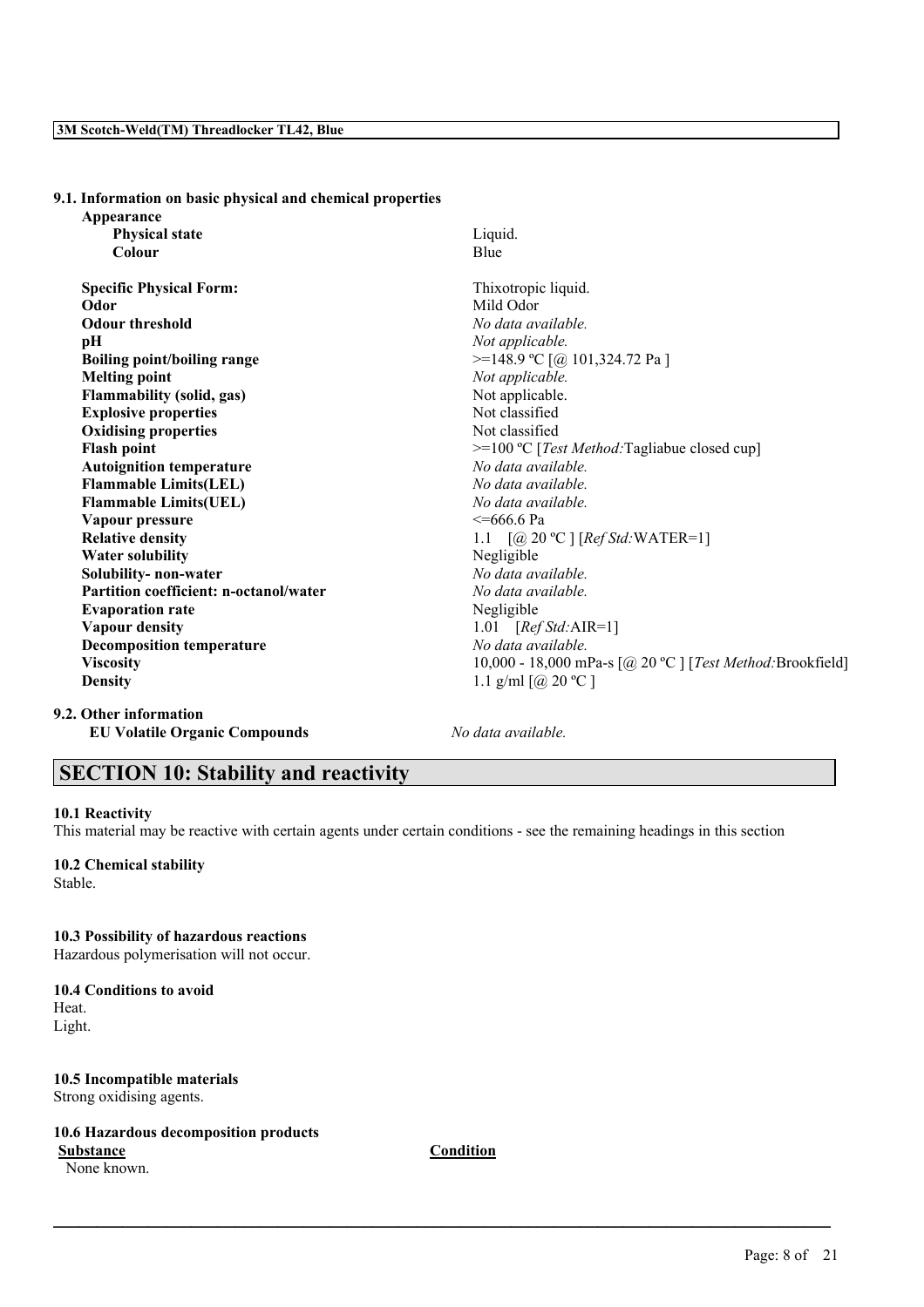**9.1. Information on basic physical and chemical properties**

| | |
|---|---|
| **Appearance** | |
| **Physical state** | Liquid. |
| **Colour** | Blue |
| **Specific Physical Form:** | Thixotropic liquid. |
| **Odor** | Mild Odor |
| **Odour threshold** | *No data available.* |
| **pH** | *Not applicable.* |
| **Boiling point/boiling range** | >=148.9 ºC [@ 101,324.72 Pa ] |
| **Melting point** | *Not applicable.* |
| **Flammability (solid, gas)** | Not applicable. |
| **Explosive properties** | Not classified |
| **Oxidising properties** | Not classified |
| **Flash point** | >=100 ºC [*Test Method:*Tagliabue closed cup] |
| **Autoignition temperature** | *No data available.* |
| **Flammable Limits(LEL)** | *No data available.* |
| **Flammable Limits(UEL)** | *No data available.* |
| **Vapour pressure** | <=666.6 Pa |
| **Relative density** | 1.1 [@ 20 ºC ] [*Ref Std:*WATER=1] |
| **Water solubility** | Negligible |
| **Solubility- non-water** | *No data available.* |
| **Partition coefficient: n-octanol/water** | *No data available.* |
| **Evaporation rate** | Negligible |
| **Vapour density** | 1.01 [*Ref Std:*AIR=1] |
| **Decomposition temperature** | *No data available.* |
| **Viscosity** | 10,000 - 18,000 mPa-s [@ 20 ºC ] [*Test Method:*Brookfield] |
| **Density** | 1.1 g/ml [@ 20 ºC ] |

**9.2. Other information**

**EU Volatile Organic Compounds** *No data available.*

## SECTION 10: Stability and reactivity

**10.1 Reactivity**

This material may be reactive with certain agents under certain conditions - see the remaining headings in this section

**10.2 Chemical stability**

Stable.

**10.3 Possibility of hazardous reactions**

Hazardous polymerisation will not occur.

**10.4 Conditions to avoid**

Heat.
Light.

**10.5 Incompatible materials**

Strong oxidising agents.

**10.6 Hazardous decomposition products**

| Substance | Condition |
|---|---|
| None known. | |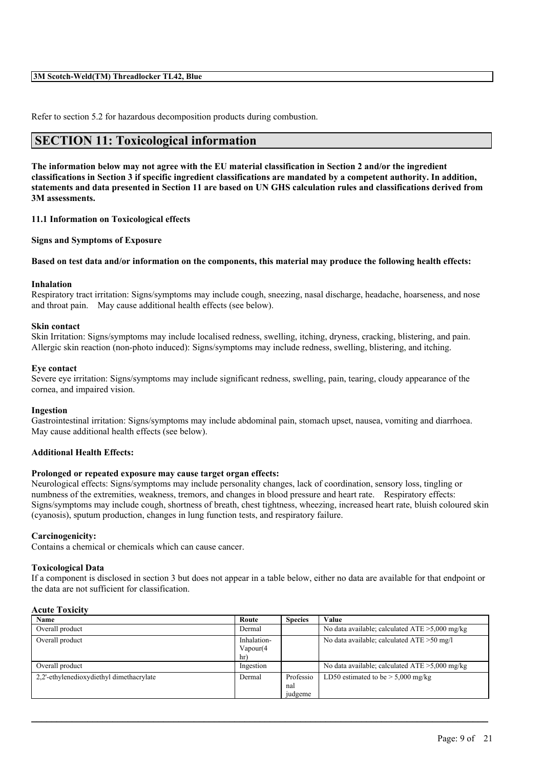Refer to section 5.2 for hazardous decomposition products during combustion.

## SECTION 11: Toxicological information

**The information below may not agree with the EU material classification in Section 2 and/or the ingredient classifications in Section 3 if specific ingredient classifications are mandated by a competent authority. In addition, statements and data presented in Section 11 are based on UN GHS calculation rules and classifications derived from 3M assessments.**

### 11.1 Information on Toxicological effects

**Signs and Symptoms of Exposure**

**Based on test data and/or information on the components, this material may produce the following health effects:**

**Inhalation**
Respiratory tract irritation: Signs/symptoms may include cough, sneezing, nasal discharge, headache, hoarseness, and nose and throat pain. May cause additional health effects (see below).

**Skin contact**
Skin Irritation: Signs/symptoms may include localised redness, swelling, itching, dryness, cracking, blistering, and pain. Allergic skin reaction (non-photo induced): Signs/symptoms may include redness, swelling, blistering, and itching.

**Eye contact**
Severe eye irritation: Signs/symptoms may include significant redness, swelling, pain, tearing, cloudy appearance of the cornea, and impaired vision.

**Ingestion**
Gastrointestinal irritation: Signs/symptoms may include abdominal pain, stomach upset, nausea, vomiting and diarrhoea. May cause additional health effects (see below).

**Additional Health Effects:**

**Prolonged or repeated exposure may cause target organ effects:**
Neurological effects: Signs/symptoms may include personality changes, lack of coordination, sensory loss, tingling or numbness of the extremities, weakness, tremors, and changes in blood pressure and heart rate. Respiratory effects: Signs/symptoms may include cough, shortness of breath, chest tightness, wheezing, increased heart rate, bluish coloured skin (cyanosis), sputum production, changes in lung function tests, and respiratory failure.

**Carcinogenicity:**
Contains a chemical or chemicals which can cause cancer.

**Toxicological Data**
If a component is disclosed in section 3 but does not appear in a table below, either no data are available for that endpoint or the data are not sufficient for classification.

**Acute Toxicity**

| Name | Route | Species | Value |
|---|---|---|---|
| Overall product | Dermal | | No data available; calculated ATE >5,000 mg/kg |
| Overall product | Inhalation-Vapour(4 hr) | | No data available; calculated ATE >50 mg/l |
| Overall product | Ingestion | | No data available; calculated ATE >5,000 mg/kg |
| 2,2'-ethylenedioxydiethyl dimethacrylate | Dermal | Professional judgeme | LD50 estimated to be > 5,000 mg/kg |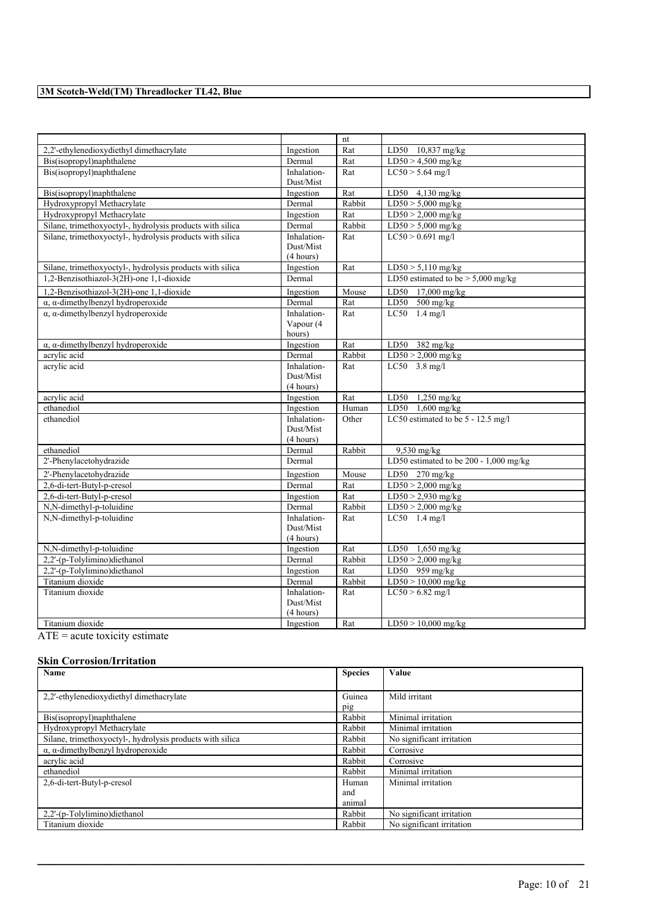| | | nt | |
|---|---|---|---|
| 2,2'-ethylenedioxydiethyl dimethacrylate | Ingestion | Rat | LD50 10,837 mg/kg |
| Bis(isopropyl)naphthalene | Dermal | Rat | LD50 > 4,500 mg/kg |
| Bis(isopropyl)naphthalene | Inhalation-Dust/Mist | Rat | LC50 > 5.64 mg/l |
| Bis(isopropyl)naphthalene | Ingestion | Rat | LD50 4,130 mg/kg |
| Hydroxypropyl Methacrylate | Dermal | Rabbit | LD50 > 5,000 mg/kg |
| Hydroxypropyl Methacrylate | Ingestion | Rat | LD50 > 2,000 mg/kg |
| Silane, trimethoxyoctyl-, hydrolysis products with silica | Dermal | Rabbit | LD50 > 5,000 mg/kg |
| Silane, trimethoxyoctyl-, hydrolysis products with silica | Inhalation-Dust/Mist (4 hours) | Rat | LC50 > 0.691 mg/l |
| Silane, trimethoxyoctyl-, hydrolysis products with silica | Ingestion | Rat | LD50 > 5,110 mg/kg |
| 1,2-Benzisothiazol-3(2H)-one 1,1-dioxide | Dermal | | LD50 estimated to be > 5,000 mg/kg |
| 1,2-Benzisothiazol-3(2H)-one 1,1-dioxide | Ingestion | Mouse | LD50 17,000 mg/kg |
| α, α-dimethylbenzyl hydroperoxide | Dermal | Rat | LD50 500 mg/kg |
| α, α-dimethylbenzyl hydroperoxide | Inhalation-Vapour (4 hours) | Rat | LC50 1.4 mg/l |
| α, α-dimethylbenzyl hydroperoxide | Ingestion | Rat | LD50 382 mg/kg |
| acrylic acid | Dermal | Rabbit | LD50 > 2,000 mg/kg |
| acrylic acid | Inhalation-Dust/Mist (4 hours) | Rat | LC50 3.8 mg/l |
| acrylic acid | Ingestion | Rat | LD50 1,250 mg/kg |
| ethanediol | Ingestion | Human | LD50 1,600 mg/kg |
| ethanediol | Inhalation-Dust/Mist (4 hours) | Other | LC50 estimated to be 5 - 12.5 mg/l |
| ethanediol | Dermal | Rabbit | 9,530 mg/kg |
| 2'-Phenylacetohydrazide | Dermal | | LD50 estimated to be 200 - 1,000 mg/kg |
| 2'-Phenylacetohydrazide | Ingestion | Mouse | LD50 270 mg/kg |
| 2,6-di-tert-Butyl-p-cresol | Dermal | Rat | LD50 > 2,000 mg/kg |
| 2,6-di-tert-Butyl-p-cresol | Ingestion | Rat | LD50 > 2,930 mg/kg |
| N,N-dimethyl-p-toluidine | Dermal | Rabbit | LD50 > 2,000 mg/kg |
| N,N-dimethyl-p-toluidine | Inhalation-Dust/Mist (4 hours) | Rat | LC50 1.4 mg/l |
| N,N-dimethyl-p-toluidine | Ingestion | Rat | LD50 1,650 mg/kg |
| 2,2'-(p-Tolylimino)diethanol | Dermal | Rabbit | LD50 > 2,000 mg/kg |
| 2,2'-(p-Tolylimino)diethanol | Ingestion | Rat | LD50 959 mg/kg |
| Titanium dioxide | Dermal | Rabbit | LD50 > 10,000 mg/kg |
| Titanium dioxide | Inhalation-Dust/Mist (4 hours) | Rat | LC50 > 6.82 mg/l |
| Titanium dioxide | Ingestion | Rat | LD50 > 10,000 mg/kg |

ATE = acute toxicity estimate

### Skin Corrosion/Irritation

| Name | Species | Value |
|---|---|---|
| 2,2'-ethylenedioxydiethyl dimethacrylate | Guinea pig | Mild irritant |
| Bis(isopropyl)naphthalene | Rabbit | Minimal irritation |
| Hydroxypropyl Methacrylate | Rabbit | Minimal irritation |
| Silane, trimethoxyoctyl-, hydrolysis products with silica | Rabbit | No significant irritation |
| α, α-dimethylbenzyl hydroperoxide | Rabbit | Corrosive |
| acrylic acid | Rabbit | Corrosive |
| ethanediol | Rabbit | Minimal irritation |
| 2,6-di-tert-Butyl-p-cresol | Human and animal | Minimal irritation |
| 2,2'-(p-Tolylimino)diethanol | Rabbit | No significant irritation |
| Titanium dioxide | Rabbit | No significant irritation |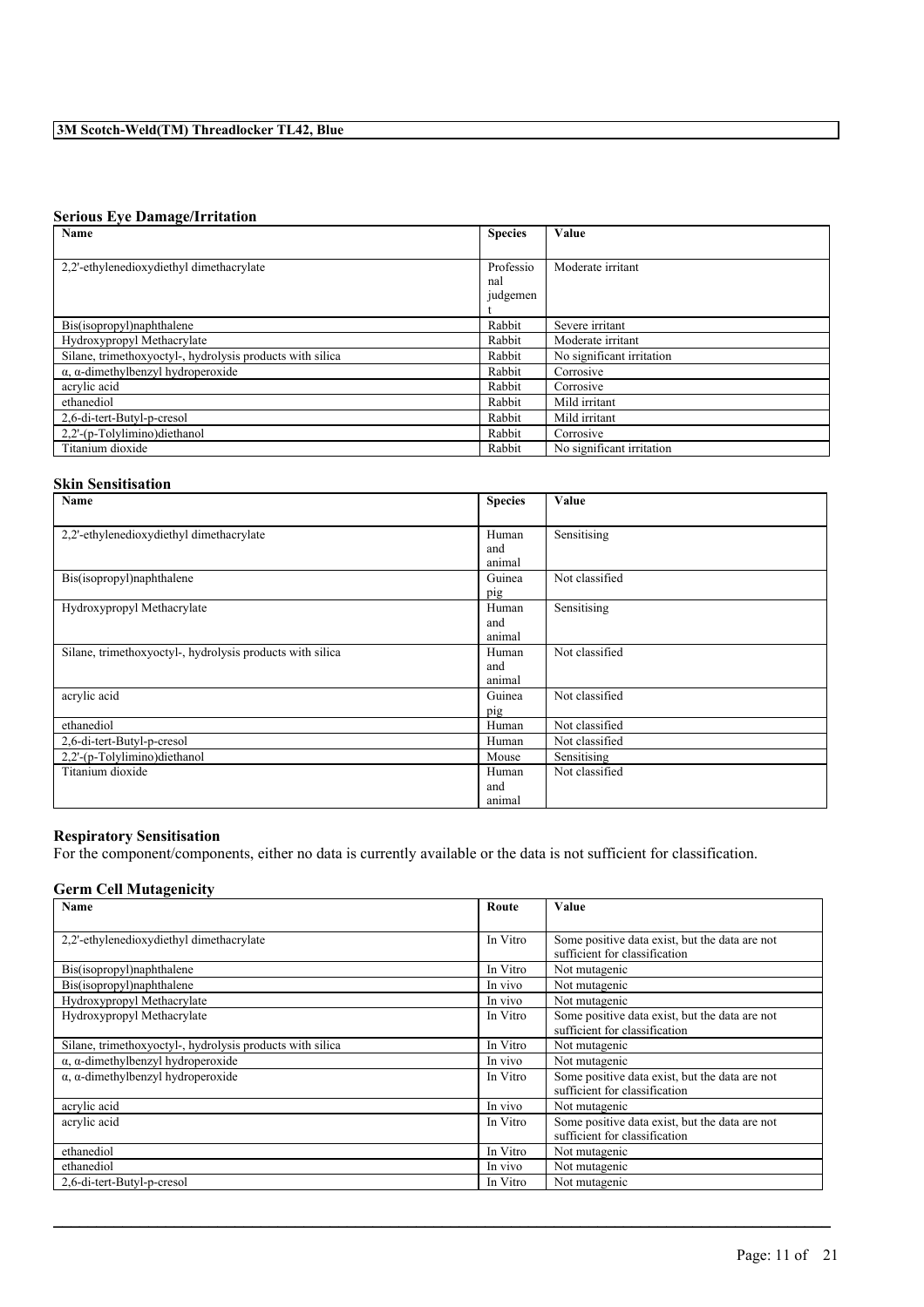### Serious Eye Damage/Irritation

| Name | Species | Value |
|---|---|---|
| 2,2'-ethylenedioxydiethyl dimethacrylate | Professional judgement | Moderate irritant |
| Bis(isopropyl)naphthalene | Rabbit | Severe irritant |
| Hydroxypropyl Methacrylate | Rabbit | Moderate irritant |
| Silane, trimethoxyoctyl-, hydrolysis products with silica | Rabbit | No significant irritation |
| α, α-dimethylbenzyl hydroperoxide | Rabbit | Corrosive |
| acrylic acid | Rabbit | Corrosive |
| ethanediol | Rabbit | Mild irritant |
| 2,6-di-tert-Butyl-p-cresol | Rabbit | Mild irritant |
| 2,2'-(p-Tolylimino)diethanol | Rabbit | Corrosive |
| Titanium dioxide | Rabbit | No significant irritation |

### Skin Sensitisation

| Name | Species | Value |
|---|---|---|
| 2,2'-ethylenedioxydiethyl dimethacrylate | Human and animal | Sensitising |
| Bis(isopropyl)naphthalene | Guinea pig | Not classified |
| Hydroxypropyl Methacrylate | Human and animal | Sensitising |
| Silane, trimethoxyoctyl-, hydrolysis products with silica | Human and animal | Not classified |
| acrylic acid | Guinea pig | Not classified |
| ethanediol | Human | Not classified |
| 2,6-di-tert-Butyl-p-cresol | Human | Not classified |
| 2,2'-(p-Tolylimino)diethanol | Mouse | Sensitising |
| Titanium dioxide | Human and animal | Not classified |

### Respiratory Sensitisation

For the component/components, either no data is currently available or the data is not sufficient for classification.

### Germ Cell Mutagenicity

| Name | Route | Value |
|---|---|---|
| 2,2'-ethylenedioxydiethyl dimethacrylate | In Vitro | Some positive data exist, but the data are not sufficient for classification |
| Bis(isopropyl)naphthalene | In Vitro | Not mutagenic |
| Bis(isopropyl)naphthalene | In vivo | Not mutagenic |
| Hydroxypropyl Methacrylate | In vivo | Not mutagenic |
| Hydroxypropyl Methacrylate | In Vitro | Some positive data exist, but the data are not sufficient for classification |
| Silane, trimethoxyoctyl-, hydrolysis products with silica | In Vitro | Not mutagenic |
| α, α-dimethylbenzyl hydroperoxide | In vivo | Not mutagenic |
| α, α-dimethylbenzyl hydroperoxide | In Vitro | Some positive data exist, but the data are not sufficient for classification |
| acrylic acid | In vivo | Not mutagenic |
| acrylic acid | In Vitro | Some positive data exist, but the data are not sufficient for classification |
| ethanediol | In Vitro | Not mutagenic |
| ethanediol | In vivo | Not mutagenic |
| 2,6-di-tert-Butyl-p-cresol | In Vitro | Not mutagenic |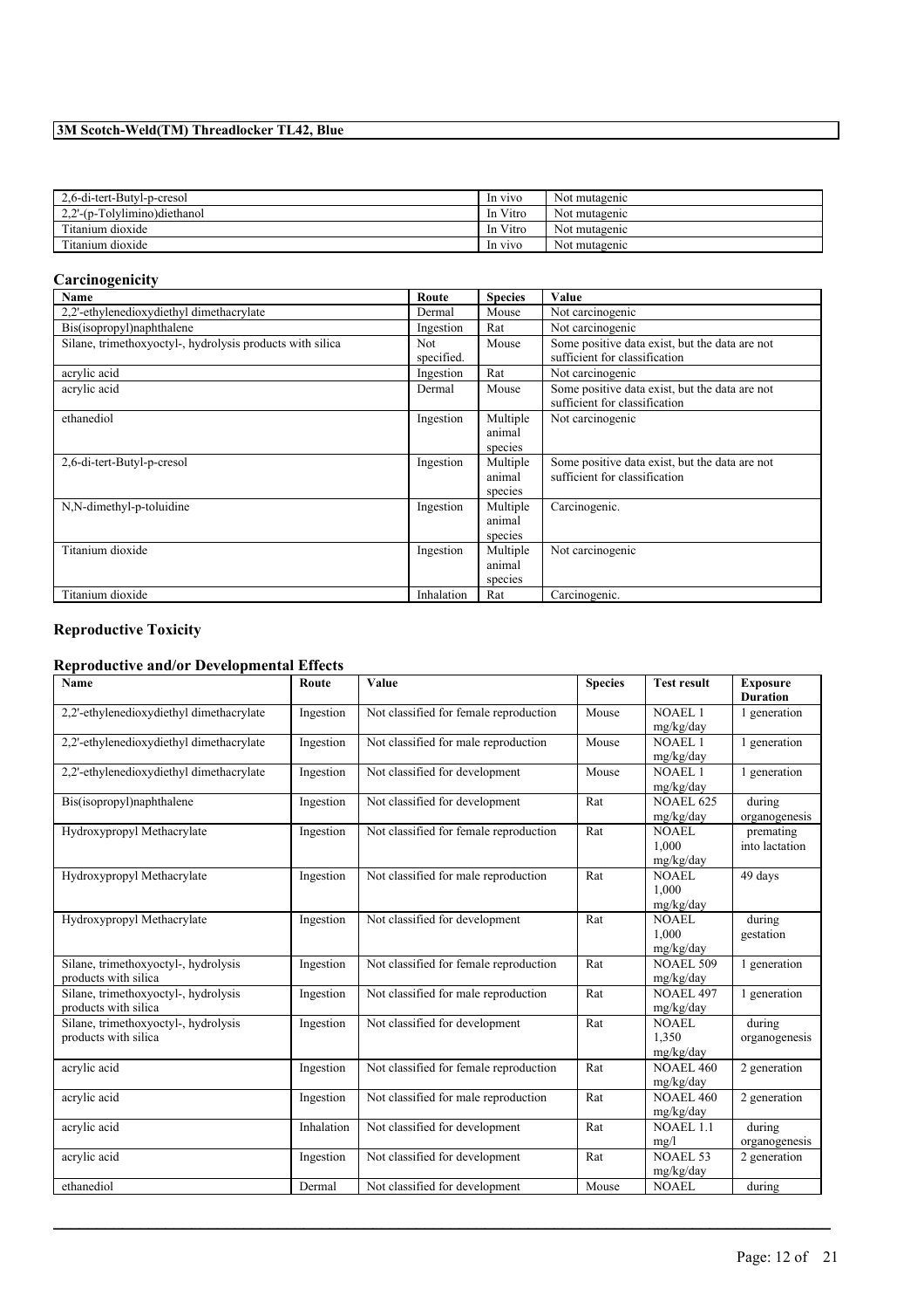| | | |
|---|---|---|
| 2,6-di-tert-Butyl-p-cresol | In vivo | Not mutagenic |
| 2,2'-(p-Tolylimino)diethanol | In Vitro | Not mutagenic |
| Titanium dioxide | In Vitro | Not mutagenic |
| Titanium dioxide | In vivo | Not mutagenic |

## Carcinogenicity

| Name | Route | Species | Value |
|---|---|---|---|
| 2,2'-ethylenedioxydiethyl dimethacrylate | Dermal | Mouse | Not carcinogenic |
| Bis(isopropyl)naphthalene | Ingestion | Rat | Not carcinogenic |
| Silane, trimethoxyoctyl-, hydrolysis products with silica | Not specified. | Mouse | Some positive data exist, but the data are not sufficient for classification |
| acrylic acid | Ingestion | Rat | Not carcinogenic |
| acrylic acid | Dermal | Mouse | Some positive data exist, but the data are not sufficient for classification |
| ethanediol | Ingestion | Multiple animal species | Not carcinogenic |
| 2,6-di-tert-Butyl-p-cresol | Ingestion | Multiple animal species | Some positive data exist, but the data are not sufficient for classification |
| N,N-dimethyl-p-toluidine | Ingestion | Multiple animal species | Carcinogenic. |
| Titanium dioxide | Ingestion | Multiple animal species | Not carcinogenic |
| Titanium dioxide | Inhalation | Rat | Carcinogenic. |

## Reproductive Toxicity

### Reproductive and/or Developmental Effects

| Name | Route | Value | Species | Test result | Exposure Duration |
|---|---|---|---|---|---|
| 2,2'-ethylenedioxydiethyl dimethacrylate | Ingestion | Not classified for female reproduction | Mouse | NOAEL 1 mg/kg/day | 1 generation |
| 2,2'-ethylenedioxydiethyl dimethacrylate | Ingestion | Not classified for male reproduction | Mouse | NOAEL 1 mg/kg/day | 1 generation |
| 2,2'-ethylenedioxydiethyl dimethacrylate | Ingestion | Not classified for development | Mouse | NOAEL 1 mg/kg/day | 1 generation |
| Bis(isopropyl)naphthalene | Ingestion | Not classified for development | Rat | NOAEL 625 mg/kg/day | during organogenesis |
| Hydroxypropyl Methacrylate | Ingestion | Not classified for female reproduction | Rat | NOAEL 1,000 mg/kg/day | premating into lactation |
| Hydroxypropyl Methacrylate | Ingestion | Not classified for male reproduction | Rat | NOAEL 1,000 mg/kg/day | 49 days |
| Hydroxypropyl Methacrylate | Ingestion | Not classified for development | Rat | NOAEL 1,000 mg/kg/day | during gestation |
| Silane, trimethoxyoctyl-, hydrolysis products with silica | Ingestion | Not classified for female reproduction | Rat | NOAEL 509 mg/kg/day | 1 generation |
| Silane, trimethoxyoctyl-, hydrolysis products with silica | Ingestion | Not classified for male reproduction | Rat | NOAEL 497 mg/kg/day | 1 generation |
| Silane, trimethoxyoctyl-, hydrolysis products with silica | Ingestion | Not classified for development | Rat | NOAEL 1,350 mg/kg/day | during organogenesis |
| acrylic acid | Ingestion | Not classified for female reproduction | Rat | NOAEL 460 mg/kg/day | 2 generation |
| acrylic acid | Ingestion | Not classified for male reproduction | Rat | NOAEL 460 mg/kg/day | 2 generation |
| acrylic acid | Inhalation | Not classified for development | Rat | NOAEL 1.1 mg/l | during organogenesis |
| acrylic acid | Ingestion | Not classified for development | Rat | NOAEL 53 mg/kg/day | 2 generation |
| ethanediol | Dermal | Not classified for development | Mouse | NOAEL | during |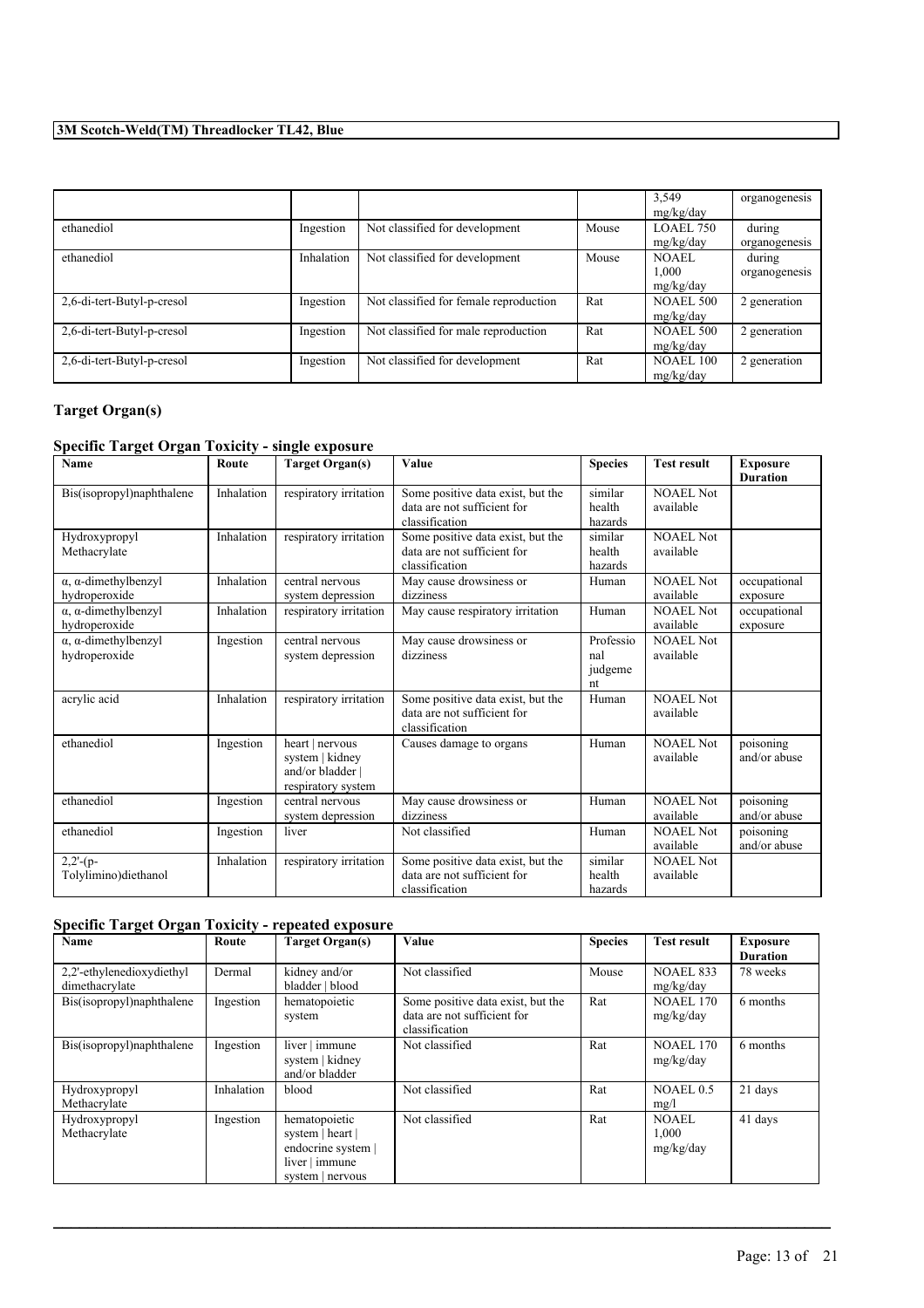| | | | | 3,549 mg/kg/day | organogenesis |
|---|---|---|---|---|---|
| ethanediol | Ingestion | Not classified for development | Mouse | LOAEL 750 mg/kg/day | during organogenesis |
| ethanediol | Inhalation | Not classified for development | Mouse | NOAEL 1,000 mg/kg/day | during organogenesis |
| 2,6-di-tert-Butyl-p-cresol | Ingestion | Not classified for female reproduction | Rat | NOAEL 500 mg/kg/day | 2 generation |
| 2,6-di-tert-Butyl-p-cresol | Ingestion | Not classified for male reproduction | Rat | NOAEL 500 mg/kg/day | 2 generation |
| 2,6-di-tert-Butyl-p-cresol | Ingestion | Not classified for development | Rat | NOAEL 100 mg/kg/day | 2 generation |

## Target Organ(s)

### Specific Target Organ Toxicity - single exposure

| Name | Route | Target Organ(s) | Value | Species | Test result | Exposure Duration |
|---|---|---|---|---|---|---|
| Bis(isopropyl)naphthalene | Inhalation | respiratory irritation | Some positive data exist, but the data are not sufficient for classification | similar health hazards | NOAEL Not available | |
| Hydroxypropyl Methacrylate | Inhalation | respiratory irritation | Some positive data exist, but the data are not sufficient for classification | similar health hazards | NOAEL Not available | |
| α, α-dimethylbenzyl hydroperoxide | Inhalation | central nervous system depression | May cause drowsiness or dizziness | Human | NOAEL Not available | occupational exposure |
| α, α-dimethylbenzyl hydroperoxide | Inhalation | respiratory irritation | May cause respiratory irritation | Human | NOAEL Not available | occupational exposure |
| α, α-dimethylbenzyl hydroperoxide | Ingestion | central nervous system depression | May cause drowsiness or dizziness | Professional judgement | NOAEL Not available | |
| acrylic acid | Inhalation | respiratory irritation | Some positive data exist, but the data are not sufficient for classification | Human | NOAEL Not available | |
| ethanediol | Ingestion | heart \| nervous system \| kidney and/or bladder \| respiratory system | Causes damage to organs | Human | NOAEL Not available | poisoning and/or abuse |
| ethanediol | Ingestion | central nervous system depression | May cause drowsiness or dizziness | Human | NOAEL Not available | poisoning and/or abuse |
| ethanediol | Ingestion | liver | Not classified | Human | NOAEL Not available | poisoning and/or abuse |
| 2,2'-(p-Tolylimino)diethanol | Inhalation | respiratory irritation | Some positive data exist, but the data are not sufficient for classification | similar health hazards | NOAEL Not available | |

### Specific Target Organ Toxicity - repeated exposure

| Name | Route | Target Organ(s) | Value | Species | Test result | Exposure Duration |
|---|---|---|---|---|---|---|
| 2,2'-ethylenedioxydiethyl dimethacrylate | Dermal | kidney and/or bladder \| blood | Not classified | Mouse | NOAEL 833 mg/kg/day | 78 weeks |
| Bis(isopropyl)naphthalene | Ingestion | hematopoietic system | Some positive data exist, but the data are not sufficient for classification | Rat | NOAEL 170 mg/kg/day | 6 months |
| Bis(isopropyl)naphthalene | Ingestion | liver \| immune system \| kidney and/or bladder | Not classified | Rat | NOAEL 170 mg/kg/day | 6 months |
| Hydroxypropyl Methacrylate | Inhalation | blood | Not classified | Rat | NOAEL 0.5 mg/l | 21 days |
| Hydroxypropyl Methacrylate | Ingestion | hematopoietic system \| heart \| endocrine system \| liver \| immune system \| nervous | Not classified | Rat | NOAEL 1,000 mg/kg/day | 41 days |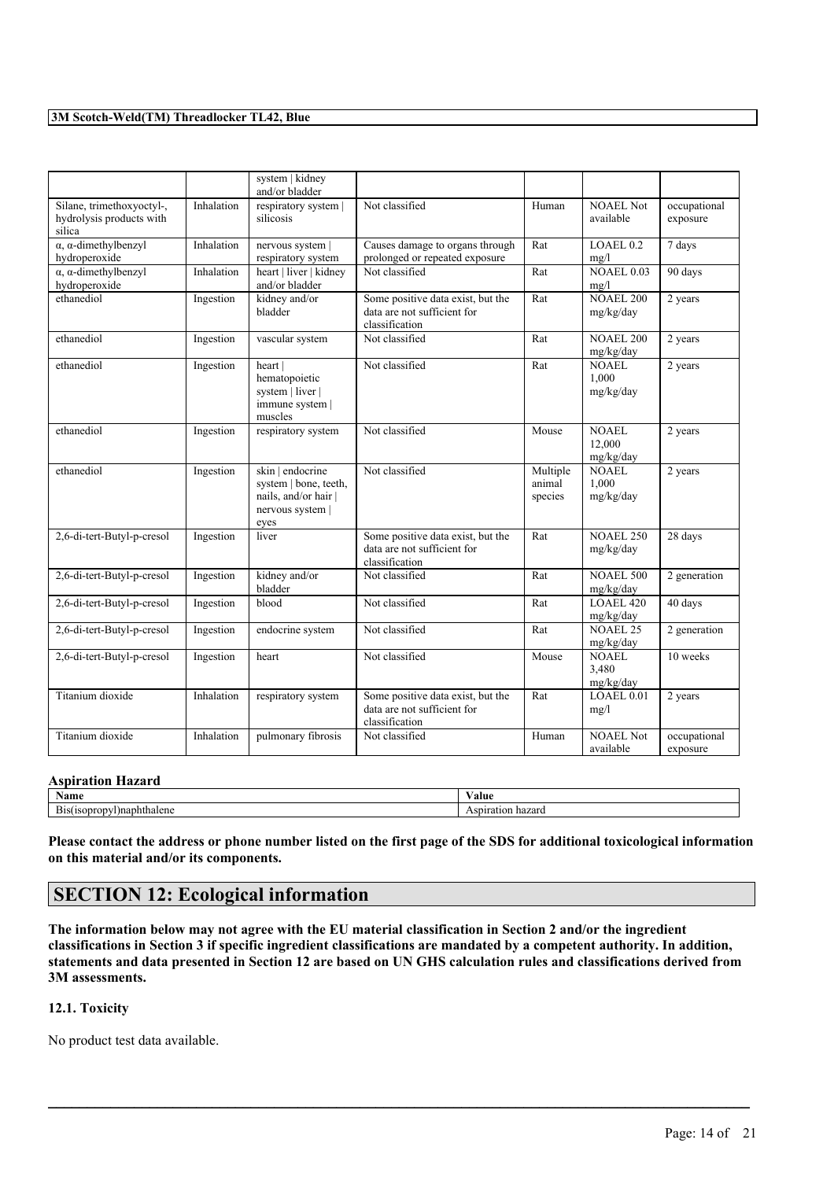| | | system &#124; kidney and/or bladder | | | | |
|---|---|---|---|---|---|---|
| Silane, trimethoxyoctyl-, hydrolysis products with silica | Inhalation | respiratory system &#124; silicosis | Not classified | Human | NOAEL Not available | occupational exposure |
| α, α-dimethylbenzyl hydroperoxide | Inhalation | nervous system &#124; respiratory system | Causes damage to organs through prolonged or repeated exposure | Rat | LOAEL 0.2 mg/l | 7 days |
| α, α-dimethylbenzyl hydroperoxide | Inhalation | heart &#124; liver &#124; kidney and/or bladder | Not classified | Rat | NOAEL 0.03 mg/l | 90 days |
| ethanediol | Ingestion | kidney and/or bladder | Some positive data exist, but the data are not sufficient for classification | Rat | NOAEL 200 mg/kg/day | 2 years |
| ethanediol | Ingestion | vascular system | Not classified | Rat | NOAEL 200 mg/kg/day | 2 years |
| ethanediol | Ingestion | heart &#124; hematopoietic system &#124; liver &#124; immune system &#124; muscles | Not classified | Rat | NOAEL 1,000 mg/kg/day | 2 years |
| ethanediol | Ingestion | respiratory system | Not classified | Mouse | NOAEL 12,000 mg/kg/day | 2 years |
| ethanediol | Ingestion | skin &#124; endocrine system &#124; bone, teeth, nails, and/or hair &#124; nervous system &#124; eyes | Not classified | Multiple animal species | NOAEL 1,000 mg/kg/day | 2 years |
| 2,6-di-tert-Butyl-p-cresol | Ingestion | liver | Some positive data exist, but the data are not sufficient for classification | Rat | NOAEL 250 mg/kg/day | 28 days |
| 2,6-di-tert-Butyl-p-cresol | Ingestion | kidney and/or bladder | Not classified | Rat | NOAEL 500 mg/kg/day | 2 generation |
| 2,6-di-tert-Butyl-p-cresol | Ingestion | blood | Not classified | Rat | LOAEL 420 mg/kg/day | 40 days |
| 2,6-di-tert-Butyl-p-cresol | Ingestion | endocrine system | Not classified | Rat | NOAEL 25 mg/kg/day | 2 generation |
| 2,6-di-tert-Butyl-p-cresol | Ingestion | heart | Not classified | Mouse | NOAEL 3,480 mg/kg/day | 10 weeks |
| Titanium dioxide | Inhalation | respiratory system | Some positive data exist, but the data are not sufficient for classification | Rat | LOAEL 0.01 mg/l | 2 years |
| Titanium dioxide | Inhalation | pulmonary fibrosis | Not classified | Human | NOAEL Not available | occupational exposure |

**Aspiration Hazard**

| Name | Value |
|---|---|
| Bis(isopropyl)naphthalene | Aspiration hazard |

**Please contact the address or phone number listed on the first page of the SDS for additional toxicological information on this material and/or its components.**

## SECTION 12: Ecological information

**The information below may not agree with the EU material classification in Section 2 and/or the ingredient classifications in Section 3 if specific ingredient classifications are mandated by a competent authority. In addition, statements and data presented in Section 12 are based on UN GHS calculation rules and classifications derived from 3M assessments.**

### 12.1. Toxicity

No product test data available.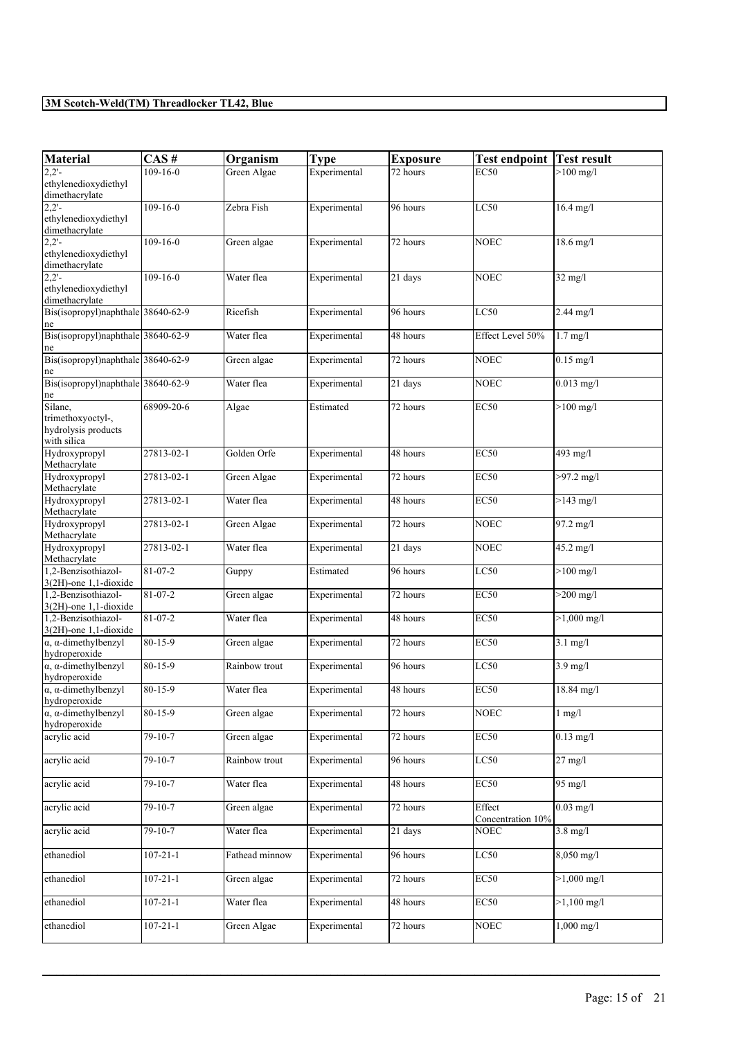| Material | CAS # | Organism | Type | Exposure | Test endpoint | Test result |
|---|---|---|---|---|---|---|
| 2,2'-ethylenedioxydiethyl dimethacrylate | 109-16-0 | Green Algae | Experimental | 72 hours | EC50 | >100 mg/l |
| 2,2'-ethylenedioxydiethyl dimethacrylate | 109-16-0 | Zebra Fish | Experimental | 96 hours | LC50 | 16.4 mg/l |
| 2,2'-ethylenedioxydiethyl dimethacrylate | 109-16-0 | Green algae | Experimental | 72 hours | NOEC | 18.6 mg/l |
| 2,2'-ethylenedioxydiethyl dimethacrylate | 109-16-0 | Water flea | Experimental | 21 days | NOEC | 32 mg/l |
| Bis(isopropyl)naphthalene | 38640-62-9 | Ricefish | Experimental | 96 hours | LC50 | 2.44 mg/l |
| Bis(isopropyl)naphthalene | 38640-62-9 | Water flea | Experimental | 48 hours | Effect Level 50% | 1.7 mg/l |
| Bis(isopropyl)naphthalene | 38640-62-9 | Green algae | Experimental | 72 hours | NOEC | 0.15 mg/l |
| Bis(isopropyl)naphthalene | 38640-62-9 | Water flea | Experimental | 21 days | NOEC | 0.013 mg/l |
| Silane, trimethoxyoctyl-, hydrolysis products with silica | 68909-20-6 | Algae | Estimated | 72 hours | EC50 | >100 mg/l |
| Hydroxypropyl Methacrylate | 27813-02-1 | Golden Orfe | Experimental | 48 hours | EC50 | 493 mg/l |
| Hydroxypropyl Methacrylate | 27813-02-1 | Green Algae | Experimental | 72 hours | EC50 | >97.2 mg/l |
| Hydroxypropyl Methacrylate | 27813-02-1 | Water flea | Experimental | 48 hours | EC50 | >143 mg/l |
| Hydroxypropyl Methacrylate | 27813-02-1 | Green Algae | Experimental | 72 hours | NOEC | 97.2 mg/l |
| Hydroxypropyl Methacrylate | 27813-02-1 | Water flea | Experimental | 21 days | NOEC | 45.2 mg/l |
| 1,2-Benzisothiazol-3(2H)-one 1,1-dioxide | 81-07-2 | Guppy | Estimated | 96 hours | LC50 | >100 mg/l |
| 1,2-Benzisothiazol-3(2H)-one 1,1-dioxide | 81-07-2 | Green algae | Experimental | 72 hours | EC50 | >200 mg/l |
| 1,2-Benzisothiazol-3(2H)-one 1,1-dioxide | 81-07-2 | Water flea | Experimental | 48 hours | EC50 | >1,000 mg/l |
| α, α-dimethylbenzyl hydroperoxide | 80-15-9 | Green algae | Experimental | 72 hours | EC50 | 3.1 mg/l |
| α, α-dimethylbenzyl hydroperoxide | 80-15-9 | Rainbow trout | Experimental | 96 hours | LC50 | 3.9 mg/l |
| α, α-dimethylbenzyl hydroperoxide | 80-15-9 | Water flea | Experimental | 48 hours | EC50 | 18.84 mg/l |
| α, α-dimethylbenzyl hydroperoxide | 80-15-9 | Green algae | Experimental | 72 hours | NOEC | 1 mg/l |
| acrylic acid | 79-10-7 | Green algae | Experimental | 72 hours | EC50 | 0.13 mg/l |
| acrylic acid | 79-10-7 | Rainbow trout | Experimental | 96 hours | LC50 | 27 mg/l |
| acrylic acid | 79-10-7 | Water flea | Experimental | 48 hours | EC50 | 95 mg/l |
| acrylic acid | 79-10-7 | Green algae | Experimental | 72 hours | Effect Concentration 10% | 0.03 mg/l |
| acrylic acid | 79-10-7 | Water flea | Experimental | 21 days | NOEC | 3.8 mg/l |
| ethanediol | 107-21-1 | Fathead minnow | Experimental | 96 hours | LC50 | 8,050 mg/l |
| ethanediol | 107-21-1 | Green algae | Experimental | 72 hours | EC50 | >1,000 mg/l |
| ethanediol | 107-21-1 | Water flea | Experimental | 48 hours | EC50 | >1,100 mg/l |
| ethanediol | 107-21-1 | Green Algae | Experimental | 72 hours | NOEC | 1,000 mg/l |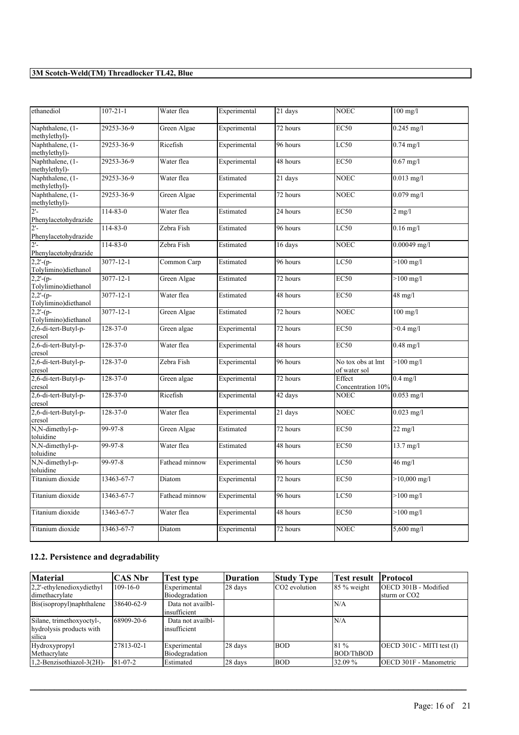| ethanediol | 107-21-1 | Water flea | Experimental | 21 days | NOEC | 100 mg/l |
|---|---|---|---|---|---|---|
| Naphthalene, (1-methylethyl)- | 29253-36-9 | Green Algae | Experimental | 72 hours | EC50 | 0.245 mg/l |
| Naphthalene, (1-methylethyl)- | 29253-36-9 | Ricefish | Experimental | 96 hours | LC50 | 0.74 mg/l |
| Naphthalene, (1-methylethyl)- | 29253-36-9 | Water flea | Experimental | 48 hours | EC50 | 0.67 mg/l |
| Naphthalene, (1-methylethyl)- | 29253-36-9 | Water flea | Estimated | 21 days | NOEC | 0.013 mg/l |
| Naphthalene, (1-methylethyl)- | 29253-36-9 | Green Algae | Experimental | 72 hours | NOEC | 0.079 mg/l |
| 2'-Phenylacetohydrazide | 114-83-0 | Water flea | Estimated | 24 hours | EC50 | 2 mg/l |
| 2'-Phenylacetohydrazide | 114-83-0 | Zebra Fish | Estimated | 96 hours | LC50 | 0.16 mg/l |
| 2'-Phenylacetohydrazide | 114-83-0 | Zebra Fish | Estimated | 16 days | NOEC | 0.00049 mg/l |
| 2,2'-(p-Tolylimino)diethanol | 3077-12-1 | Common Carp | Estimated | 96 hours | LC50 | >100 mg/l |
| 2,2'-(p-Tolylimino)diethanol | 3077-12-1 | Green Algae | Estimated | 72 hours | EC50 | >100 mg/l |
| 2,2'-(p-Tolylimino)diethanol | 3077-12-1 | Water flea | Estimated | 48 hours | EC50 | 48 mg/l |
| 2,2'-(p-Tolylimino)diethanol | 3077-12-1 | Green Algae | Estimated | 72 hours | NOEC | 100 mg/l |
| 2,6-di-tert-Butyl-p-cresol | 128-37-0 | Green algae | Experimental | 72 hours | EC50 | >0.4 mg/l |
| 2,6-di-tert-Butyl-p-cresol | 128-37-0 | Water flea | Experimental | 48 hours | EC50 | 0.48 mg/l |
| 2,6-di-tert-Butyl-p-cresol | 128-37-0 | Zebra Fish | Experimental | 96 hours | No tox obs at lmt of water sol | >100 mg/l |
| 2,6-di-tert-Butyl-p-cresol | 128-37-0 | Green algae | Experimental | 72 hours | Effect Concentration 10% | 0.4 mg/l |
| 2,6-di-tert-Butyl-p-cresol | 128-37-0 | Ricefish | Experimental | 42 days | NOEC | 0.053 mg/l |
| 2,6-di-tert-Butyl-p-cresol | 128-37-0 | Water flea | Experimental | 21 days | NOEC | 0.023 mg/l |
| N,N-dimethyl-p-toluidine | 99-97-8 | Green Algae | Estimated | 72 hours | EC50 | 22 mg/l |
| N,N-dimethyl-p-toluidine | 99-97-8 | Water flea | Estimated | 48 hours | EC50 | 13.7 mg/l |
| N,N-dimethyl-p-toluidine | 99-97-8 | Fathead minnow | Experimental | 96 hours | LC50 | 46 mg/l |
| Titanium dioxide | 13463-67-7 | Diatom | Experimental | 72 hours | EC50 | >10,000 mg/l |
| Titanium dioxide | 13463-67-7 | Fathead minnow | Experimental | 96 hours | LC50 | >100 mg/l |
| Titanium dioxide | 13463-67-7 | Water flea | Experimental | 48 hours | EC50 | >100 mg/l |
| Titanium dioxide | 13463-67-7 | Diatom | Experimental | 72 hours | NOEC | 5,600 mg/l |

## 12.2. Persistence and degradability

| Material | CAS Nbr | Test type | Duration | Study Type | Test result | Protocol |
|---|---|---|---|---|---|---|
| 2,2'-ethylenedioxydiethyl dimethacrylate | 109-16-0 | Experimental Biodegradation | 28 days | $CO_2$ evolution | 85 % weight | OECD 301B - Modified sturm or $CO_2$ |
| Bis(isopropyl)naphthalene | 38640-62-9 | Data not availbl-insufficient | | | N/A | |
| Silane, trimethoxyoctyl-, hydrolysis products with silica | 68909-20-6 | Data not availbl-insufficient | | | N/A | |
| Hydroxypropyl Methacrylate | 27813-02-1 | Experimental Biodegradation | 28 days | BOD | 81 % BOD/ThBOD | OECD 301C - MITI test (I) |
| 1,2-Benzisothiazol-3(2H)- | 81-07-2 | Estimated | 28 days | BOD | 32.09 % | OECD 301F - Manometric |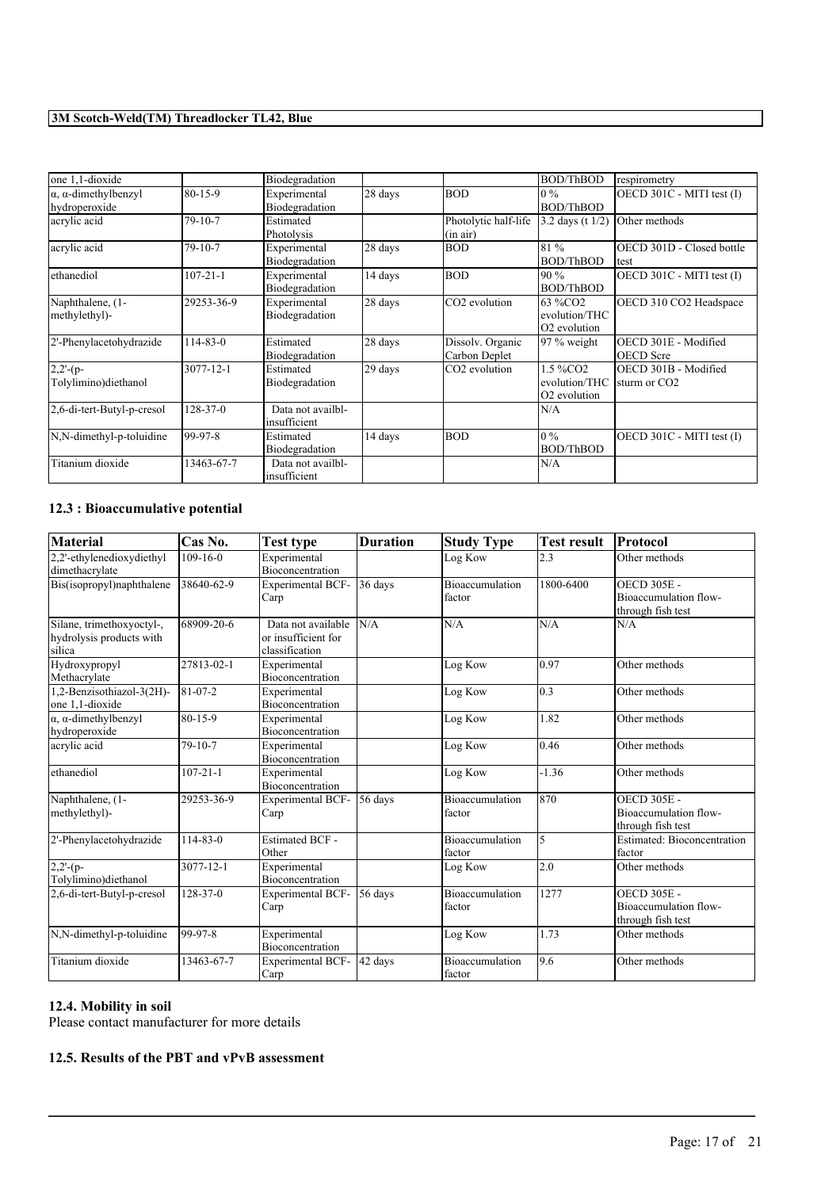| | | | | | | |
|---|---|---|---|---|---|---|
| one 1,1-dioxide | | Biodegradation | | | BOD/ThBOD | respirometry |
| α, α-dimethylbenzyl hydroperoxide | 80-15-9 | Experimental Biodegradation | 28 days | BOD | 0 % BOD/ThBOD | OECD 301C - MITI test (I) |
| acrylic acid | 79-10-7 | Estimated Photolysis | | Photolytic half-life (in air) | 3.2 days (t 1/2) | Other methods |
| acrylic acid | 79-10-7 | Experimental Biodegradation | 28 days | BOD | 81 % BOD/ThBOD | OECD 301D - Closed bottle test |
| ethanediol | 107-21-1 | Experimental Biodegradation | 14 days | BOD | 90 % BOD/ThBOD | OECD 301C - MITI test (I) |
| Naphthalene, (1-methylethyl)- | 29253-36-9 | Experimental Biodegradation | 28 days | $CO_2$ evolution | 63 %$CO_2$ evolution/THC $O_2$ evolution | OECD 310 $CO_2$ Headspace |
| 2'-Phenylacetohydrazide | 114-83-0 | Estimated Biodegradation | 28 days | Dissolv. Organic Carbon Deplet | 97 % weight | OECD 301E - Modified OECD Scre |
| 2,2'-(p-Tolylimino)diethanol | 3077-12-1 | Estimated Biodegradation | 29 days | $CO_2$ evolution | 1.5 %$CO_2$ evolution/THC $O_2$ evolution | OECD 301B - Modified sturm or $CO_2$ |
| 2,6-di-tert-Butyl-p-cresol | 128-37-0 | Data not availbl-insufficient | | | N/A | |
| N,N-dimethyl-p-toluidine | 99-97-8 | Estimated Biodegradation | 14 days | BOD | 0 % BOD/ThBOD | OECD 301C - MITI test (I) |
| Titanium dioxide | 13463-67-7 | Data not availbl-insufficient | | | N/A | |

## 12.3 : Bioaccumulative potential

| Material | Cas No. | Test type | Duration | Study Type | Test result | Protocol |
|---|---|---|---|---|---|---|
| 2,2'-ethylenedioxydiethyl dimethacrylate | 109-16-0 | Experimental Bioconcentration | | Log Kow | 2.3 | Other methods |
| Bis(isopropyl)naphthalene | 38640-62-9 | Experimental BCF-Carp | 36 days | Bioaccumulation factor | 1800-6400 | OECD 305E - Bioaccumulation flow-through fish test |
| Silane, trimethoxyoctyl-, hydrolysis products with silica | 68909-20-6 | Data not available or insufficient for classification | N/A | N/A | N/A | N/A |
| Hydroxypropyl Methacrylate | 27813-02-1 | Experimental Bioconcentration | | Log Kow | 0.97 | Other methods |
| 1,2-Benzisothiazol-3(2H)-one 1,1-dioxide | 81-07-2 | Experimental Bioconcentration | | Log Kow | 0.3 | Other methods |
| α, α-dimethylbenzyl hydroperoxide | 80-15-9 | Experimental Bioconcentration | | Log Kow | 1.82 | Other methods |
| acrylic acid | 79-10-7 | Experimental Bioconcentration | | Log Kow | 0.46 | Other methods |
| ethanediol | 107-21-1 | Experimental Bioconcentration | | Log Kow | -1.36 | Other methods |
| Naphthalene, (1-methylethyl)- | 29253-36-9 | Experimental BCF-Carp | 56 days | Bioaccumulation factor | 870 | OECD 305E - Bioaccumulation flow-through fish test |
| 2'-Phenylacetohydrazide | 114-83-0 | Estimated BCF - Other | | Bioaccumulation factor | 5 | Estimated: Bioconcentration factor |
| 2,2'-(p-Tolylimino)diethanol | 3077-12-1 | Experimental Bioconcentration | | Log Kow | 2.0 | Other methods |
| 2,6-di-tert-Butyl-p-cresol | 128-37-0 | Experimental BCF-Carp | 56 days | Bioaccumulation factor | 1277 | OECD 305E - Bioaccumulation flow-through fish test |
| N,N-dimethyl-p-toluidine | 99-97-8 | Experimental Bioconcentration | | Log Kow | 1.73 | Other methods |
| Titanium dioxide | 13463-67-7 | Experimental BCF-Carp | 42 days | Bioaccumulation factor | 9.6 | Other methods |

## 12.4. Mobility in soil

Please contact manufacturer for more details

## 12.5. Results of the PBT and vPvB assessment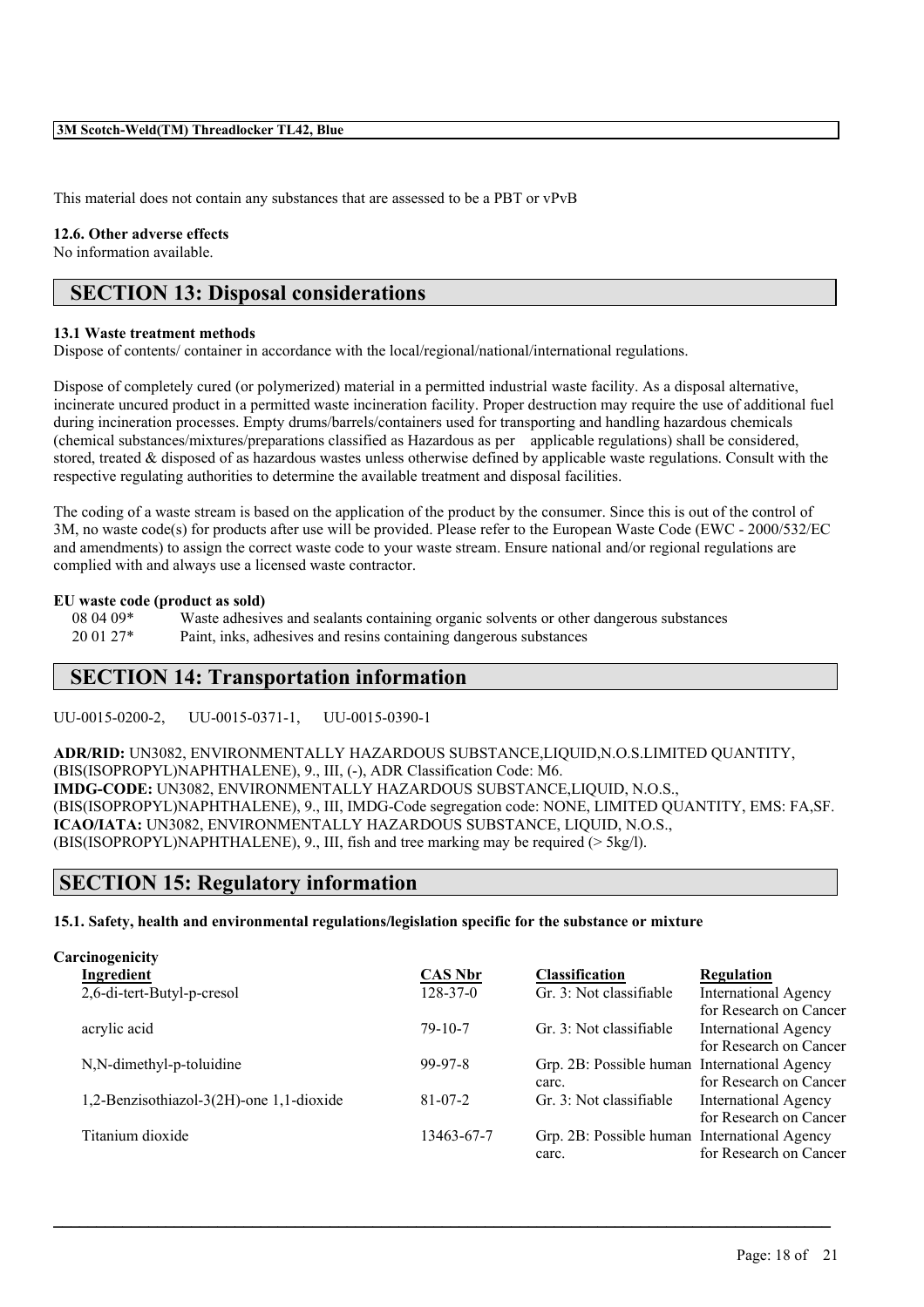This material does not contain any substances that are assessed to be a PBT or vPvB

**12.6. Other adverse effects**

No information available.

## SECTION 13: Disposal considerations

**13.1 Waste treatment methods**

Dispose of contents/ container in accordance with the local/regional/national/international regulations.

Dispose of completely cured (or polymerized) material in a permitted industrial waste facility. As a disposal alternative, incinerate uncured product in a permitted waste incineration facility. Proper destruction may require the use of additional fuel during incineration processes. Empty drums/barrels/containers used for transporting and handling hazardous chemicals (chemical substances/mixtures/preparations classified as Hazardous as per applicable regulations) shall be considered, stored, treated & disposed of as hazardous wastes unless otherwise defined by applicable waste regulations. Consult with the respective regulating authorities to determine the available treatment and disposal facilities.

The coding of a waste stream is based on the application of the product by the consumer. Since this is out of the control of 3M, no waste code(s) for products after use will be provided. Please refer to the European Waste Code (EWC - 2000/532/EC and amendments) to assign the correct waste code to your waste stream. Ensure national and/or regional regulations are complied with and always use a licensed waste contractor.

**EU waste code (product as sold)**

| | |
|---|---|
| 08 04 09* | Waste adhesives and sealants containing organic solvents or other dangerous substances |
| 20 01 27* | Paint, inks, adhesives and resins containing dangerous substances |

## SECTION 14: Transportation information

UU-0015-0200-2, UU-0015-0371-1, UU-0015-0390-1

**ADR/RID:** UN3082, ENVIRONMENTALLY HAZARDOUS SUBSTANCE,LIQUID,N.O.S.LIMITED QUANTITY, (BIS(ISOPROPYL)NAPHTHALENE), 9., III, (-), ADR Classification Code: M6.
**IMDG-CODE:** UN3082, ENVIRONMENTALLY HAZARDOUS SUBSTANCE,LIQUID, N.O.S., (BIS(ISOPROPYL)NAPHTHALENE), 9., III, IMDG-Code segregation code: NONE, LIMITED QUANTITY, EMS: FA,SF.
**ICAO/IATA:** UN3082, ENVIRONMENTALLY HAZARDOUS SUBSTANCE, LIQUID, N.O.S., (BIS(ISOPROPYL)NAPHTHALENE), 9., III, fish and tree marking may be required (> 5kg/l).

## SECTION 15: Regulatory information

**15.1. Safety, health and environmental regulations/legislation specific for the substance or mixture**

**Carcinogenicity**

| Ingredient | CAS Nbr | Classification | Regulation |
|---|---|---|---|
| 2,6-di-tert-Butyl-p-cresol | 128-37-0 | Gr. 3: Not classifiable | International Agency for Research on Cancer |
| acrylic acid | 79-10-7 | Gr. 3: Not classifiable | International Agency for Research on Cancer |
| N,N-dimethyl-p-toluidine | 99-97-8 | Grp. 2B: Possible human carc. | International Agency for Research on Cancer |
| 1,2-Benzisothiazol-3(2H)-one 1,1-dioxide | 81-07-2 | Gr. 3: Not classifiable | International Agency for Research on Cancer |
| Titanium dioxide | 13463-67-7 | Grp. 2B: Possible human carc. | International Agency for Research on Cancer |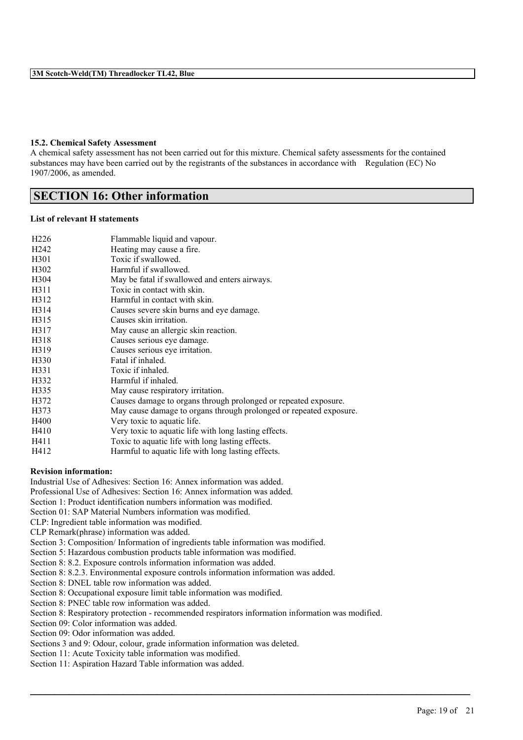### 15.2. Chemical Safety Assessment

A chemical safety assessment has not been carried out for this mixture. Chemical safety assessments for the contained substances may have been carried out by the registrants of the substances in accordance with Regulation (EC) No 1907/2006, as amended.

## SECTION 16: Other information

**List of relevant H statements**

| | |
|---|---|
| H226 | Flammable liquid and vapour. |
| H242 | Heating may cause a fire. |
| H301 | Toxic if swallowed. |
| H302 | Harmful if swallowed. |
| H304 | May be fatal if swallowed and enters airways. |
| H311 | Toxic in contact with skin. |
| H312 | Harmful in contact with skin. |
| H314 | Causes severe skin burns and eye damage. |
| H315 | Causes skin irritation. |
| H317 | May cause an allergic skin reaction. |
| H318 | Causes serious eye damage. |
| H319 | Causes serious eye irritation. |
| H330 | Fatal if inhaled. |
| H331 | Toxic if inhaled. |
| H332 | Harmful if inhaled. |
| H335 | May cause respiratory irritation. |
| H372 | Causes damage to organs through prolonged or repeated exposure. |
| H373 | May cause damage to organs through prolonged or repeated exposure. |
| H400 | Very toxic to aquatic life. |
| H410 | Very toxic to aquatic life with long lasting effects. |
| H411 | Toxic to aquatic life with long lasting effects. |
| H412 | Harmful to aquatic life with long lasting effects. |

**Revision information:**

Industrial Use of Adhesives: Section 16: Annex information was added.
Professional Use of Adhesives: Section 16: Annex information was added.
Section 1: Product identification numbers information was modified.
Section 01: SAP Material Numbers information was modified.
CLP: Ingredient table information was modified.
CLP Remark(phrase) information was added.
Section 3: Composition/ Information of ingredients table information was modified.
Section 5: Hazardous combustion products table information was modified.
Section 8: 8.2. Exposure controls information information was added.
Section 8: 8.2.3. Environmental exposure controls information information was added.
Section 8: DNEL table row information was added.
Section 8: Occupational exposure limit table information was modified.
Section 8: PNEC table row information was added.
Section 8: Respiratory protection - recommended respirators information information was modified.
Section 09: Color information was added.
Section 09: Odor information was added.
Sections 3 and 9: Odour, colour, grade information information was deleted.
Section 11: Acute Toxicity table information was modified.
Section 11: Aspiration Hazard Table information was added.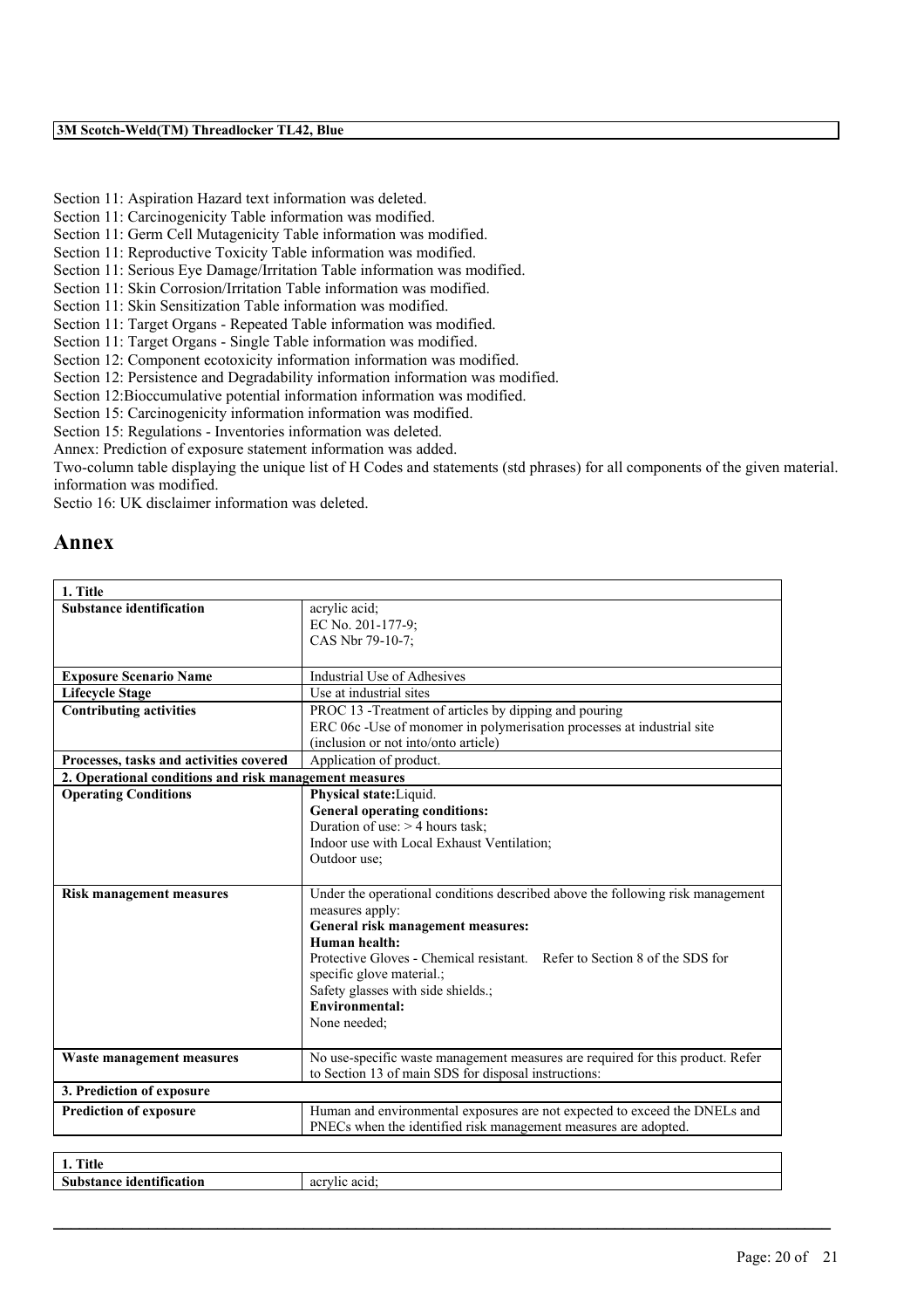Section 11: Aspiration Hazard text information was deleted.
Section 11: Carcinogenicity Table information was modified.
Section 11: Germ Cell Mutagenicity Table information was modified.
Section 11: Reproductive Toxicity Table information was modified.
Section 11: Serious Eye Damage/Irritation Table information was modified.
Section 11: Skin Corrosion/Irritation Table information was modified.
Section 11: Skin Sensitization Table information was modified.
Section 11: Target Organs - Repeated Table information was modified.
Section 11: Target Organs - Single Table information was modified.
Section 12: Component ecotoxicity information information was modified.
Section 12: Persistence and Degradability information information was modified.
Section 12:Bioccumulative potential information information was modified.
Section 15: Carcinogenicity information information was modified.
Section 15: Regulations - Inventories information was deleted.
Annex: Prediction of exposure statement information was added.
Two-column table displaying the unique list of H Codes and statements (std phrases) for all components of the given material. information was modified.
Sectio 16: UK disclaimer information was deleted.

# Annex

| 1. Title | |
|---|---|
| **Substance identification** | acrylic acid;<br>EC No. 201-177-9;<br>CAS Nbr 79-10-7; |
| **Exposure Scenario Name** | Industrial Use of Adhesives |
| **Lifecycle Stage** | Use at industrial sites |
| **Contributing activities** | PROC 13 -Treatment of articles by dipping and pouring<br>ERC 06c -Use of monomer in polymerisation processes at industrial site (inclusion or not into/onto article) |
| **Processes, tasks and activities covered** | Application of product. |
| **2. Operational conditions and risk management measures** | |
| **Operating Conditions** | **Physical state:**Liquid.<br>**General operating conditions:**<br>Duration of use: > 4 hours task;<br>Indoor use with Local Exhaust Ventilation;<br>Outdoor use; |
| **Risk management measures** | Under the operational conditions described above the following risk management measures apply:<br>**General risk management measures:**<br>**Human health:**<br>Protective Gloves - Chemical resistant. Refer to Section 8 of the SDS for specific glove material.;<br>Safety glasses with side shields.;<br>**Environmental:**<br>None needed; |
| **Waste management measures** | No use-specific waste management measures are required for this product. Refer to Section 13 of main SDS for disposal instructions: |
| **3. Prediction of exposure** | |
| **Prediction of exposure** | Human and environmental exposures are not expected to exceed the DNELs and PNECs when the identified risk management measures are adopted. |

| 1. Title | |
|---|---|
| **Substance identification** | acrylic acid; |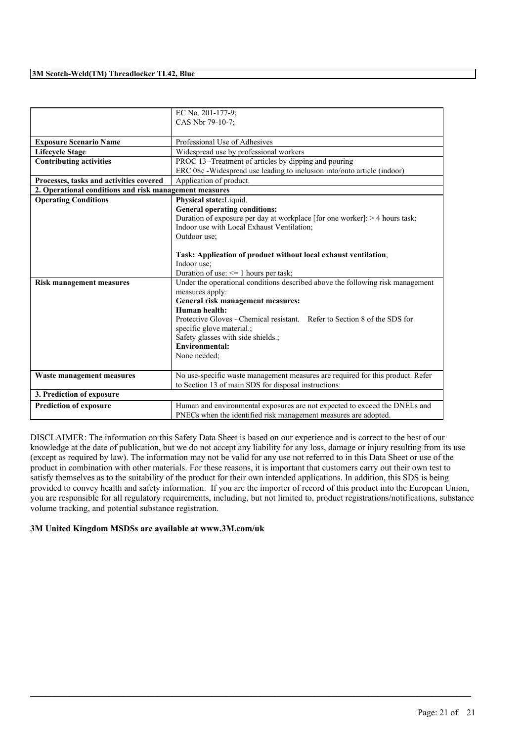| | |
|---|---|
| | EC No. 201-177-9;<br>CAS Nbr 79-10-7; |
| **Exposure Scenario Name** | Professional Use of Adhesives |
| **Lifecycle Stage** | Widespread use by professional workers |
| **Contributing activities** | PROC 13 -Treatment of articles by dipping and pouring<br>ERC 08c -Widespread use leading to inclusion into/onto article (indoor) |
| **Processes, tasks and activities covered** | Application of product. |
| **2. Operational conditions and risk management measures** | |
| **Operating Conditions** | **Physical state:**Liquid.<br>**General operating conditions:**<br>Duration of exposure per day at workplace [for one worker]: > 4 hours task;<br>Indoor use with Local Exhaust Ventilation;<br>Outdoor use;<br><br>**Task: Application of product without local exhaust ventilation**;<br>Indoor use;<br>Duration of use: <= 1 hours per task; |
| **Risk management measures** | Under the operational conditions described above the following risk management measures apply:<br>**General risk management measures:**<br>**Human health:**<br>Protective Gloves - Chemical resistant. Refer to Section 8 of the SDS for specific glove material.;<br>Safety glasses with side shields.;<br>**Environmental:**<br>None needed; |
| **Waste management measures** | No use-specific waste management measures are required for this product. Refer to Section 13 of main SDS for disposal instructions: |
| **3. Prediction of exposure** | |
| **Prediction of exposure** | Human and environmental exposures are not expected to exceed the DNELs and PNECs when the identified risk management measures are adopted. |

DISCLAIMER: The information on this Safety Data Sheet is based on our experience and is correct to the best of our knowledge at the date of publication, but we do not accept any liability for any loss, damage or injury resulting from its use (except as required by law). The information may not be valid for any use not referred to in this Data Sheet or use of the product in combination with other materials. For these reasons, it is important that customers carry out their own test to satisfy themselves as to the suitability of the product for their own intended applications. In addition, this SDS is being provided to convey health and safety information. If you are the importer of record of this product into the European Union, you are responsible for all regulatory requirements, including, but not limited to, product registrations/notifications, substance volume tracking, and potential substance registration.

**3M United Kingdom MSDSs are available at www.3M.com/uk**